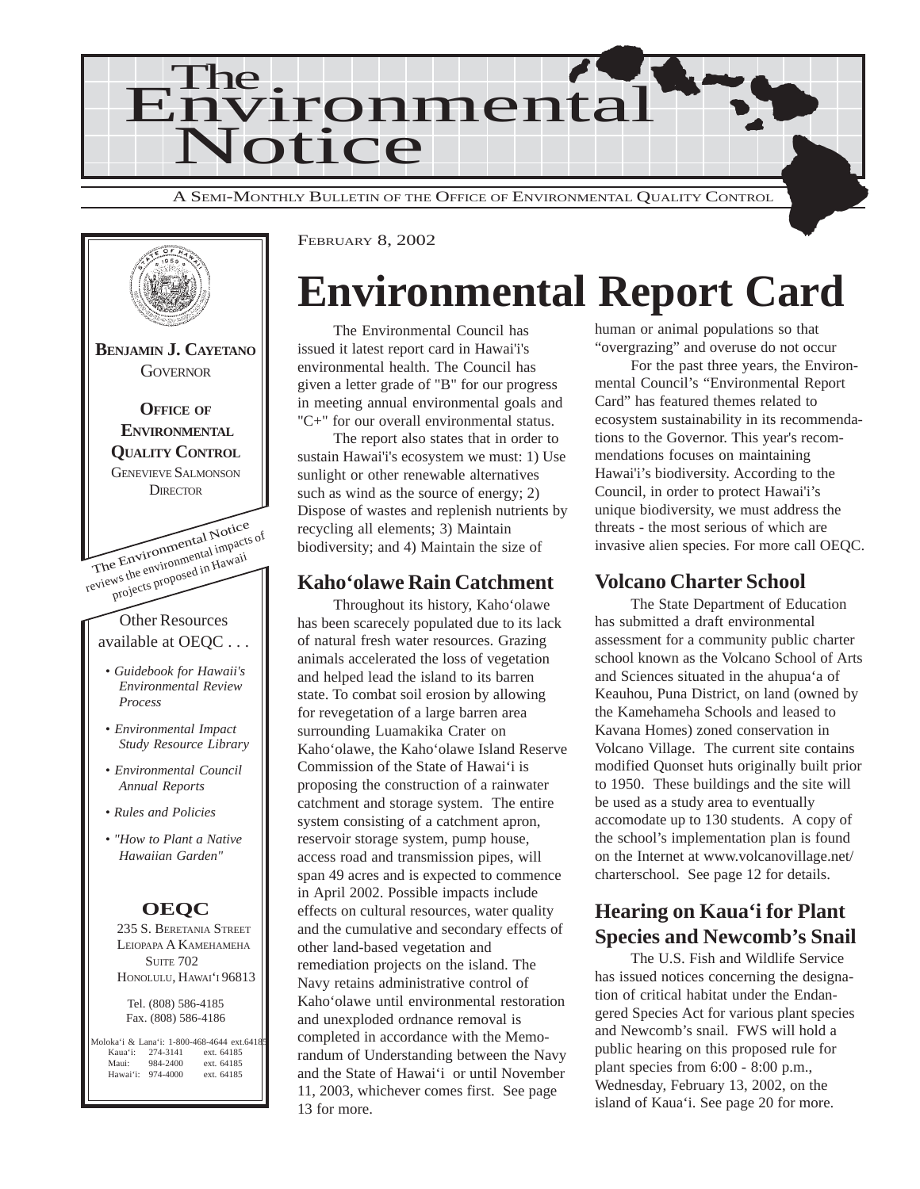# The Environmental Notice

A SEMI-MONTHLY BULLETIN OF THE OFFICE OF ENVIRONMENTAL QUALITY CONTROL

**BENJAMIN J. CAYETANO**
GOVERNOR

**OFFICE OF ENVIRONMENTAL QUALITY CONTROL**
GENEVIEVE SALMONSON
DIRECTOR

The Environmental Notice reviews the environmental impacts of projects proposed in Hawaii

Other Resources available at OEQC . . .

- *Guidebook for Hawaii's Environmental Review Process*
- *Environmental Impact Study Resource Library*
- *Environmental Council Annual Reports*
- *Rules and Policies*
- *"How to Plant a Native Hawaiian Garden"*

**OEQC**
235 S. BERETANIA STREET
LEIOPAPA A KAMEHAMEHA
SUITE 702
HONOLULU, HAWAI'I 96813

Tel. (808) 586-4185
Fax. (808) 586-4186

Moloka'i & Lana'i: 1-800-468-4644 ext.64185
Kaua'i: 274-3141 ext. 64185
Maui: 984-2400 ext. 64185
Hawai'i: 974-4000 ext. 64185

FEBRUARY 8, 2002

# Environmental Report Card

The Environmental Council has issued it latest report card in Hawai'i's environmental health. The Council has given a letter grade of "B" for our progress in meeting annual environmental goals and "C+" for our overall environmental status.

The report also states that in order to sustain Hawai'i's ecosystem we must: 1) Use sunlight or other renewable alternatives such as wind as the source of energy; 2) Dispose of wastes and replenish nutrients by recycling all elements; 3) Maintain biodiversity; and 4) Maintain the size of human or animal populations so that "overgrazing" and overuse do not occur

For the past three years, the Environmental Council's "Environmental Report Card" has featured themes related to ecosystem sustainability in its recommendations to the Governor. This year's recommendations focuses on maintaining Hawai'i's biodiversity. According to the Council, in order to protect Hawai'i's unique biodiversity, we must address the threats - the most serious of which are invasive alien species. For more call OEQC.

## Kaho'olawe Rain Catchment

Throughout its history, Kaho'olawe has been scarecely populated due to its lack of natural fresh water resources. Grazing animals accelerated the loss of vegetation and helped lead the island to its barren state. To combat soil erosion by allowing for revegetation of a large barren area surrounding Luamakika Crater on Kaho'olawe, the Kaho'olawe Island Reserve Commission of the State of Hawai'i is proposing the construction of a rainwater catchment and storage system. The entire system consisting of a catchment apron, reservoir storage system, pump house, access road and transmission pipes, will span 49 acres and is expected to commence in April 2002. Possible impacts include effects on cultural resources, water quality and the cumulative and secondary effects of other land-based vegetation and remediation projects on the island. The Navy retains administrative control of Kaho'olawe until environmental restoration and unexploded ordnance removal is completed in accordance with the Memorandum of Understanding between the Navy and the State of Hawai'i or until November 11, 2003, whichever comes first. See page 13 for more.

## Volcano Charter School

The State Department of Education has submitted a draft environmental assessment for a community public charter school known as the Volcano School of Arts and Sciences situated in the ahupua'a of Keauhou, Puna District, on land (owned by the Kamehameha Schools and leased to Kavana Homes) zoned conservation in Volcano Village. The current site contains modified Quonset huts originally built prior to 1950. These buildings and the site will be used as a study area to eventually accomodate up to 130 students. A copy of the school's implementation plan is found on the Internet at www.volcanovillage.net/charterschool. See page 12 for details.

## Hearing on Kaua'i for Plant Species and Newcomb's Snail

The U.S. Fish and Wildlife Service has issued notices concerning the designation of critical habitat under the Endangered Species Act for various plant species and Newcomb's snail. FWS will hold a public hearing on this proposed rule for plant species from 6:00 - 8:00 p.m., Wednesday, February 13, 2002, on the island of Kaua'i. See page 20 for more.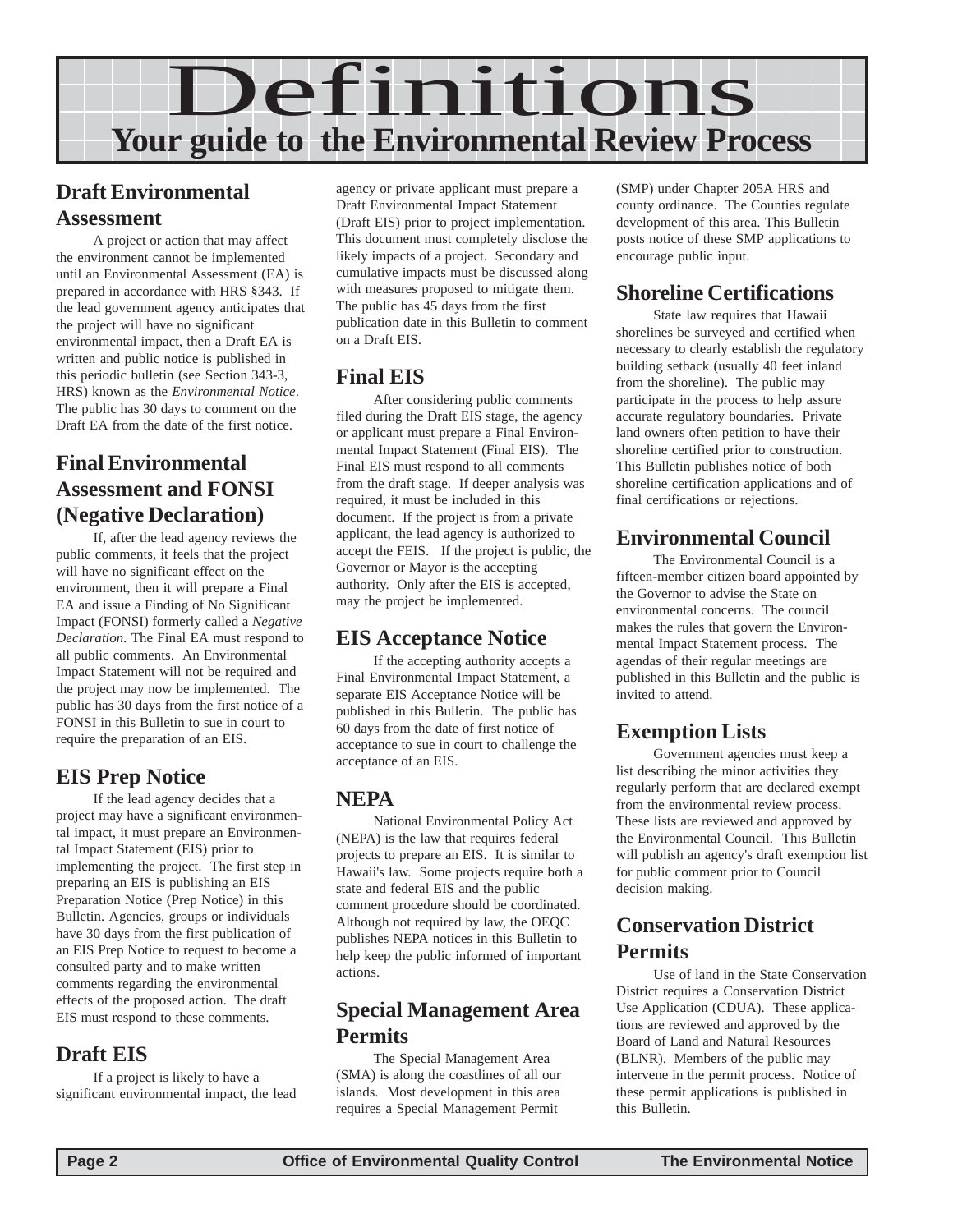# Definitions

## Your guide to the Environmental Review Process

### Draft Environmental Assessment

A project or action that may affect the environment cannot be implemented until an Environmental Assessment (EA) is prepared in accordance with HRS §343. If the lead government agency anticipates that the project will have no significant environmental impact, then a Draft EA is written and public notice is published in this periodic bulletin (see Section 343-3, HRS) known as the *Environmental Notice*. The public has 30 days to comment on the Draft EA from the date of the first notice.

### Final Environmental Assessment and FONSI (Negative Declaration)

If, after the lead agency reviews the public comments, it feels that the project will have no significant effect on the environment, then it will prepare a Final EA and issue a Finding of No Significant Impact (FONSI) formerly called a *Negative Declaration*. The Final EA must respond to all public comments. An Environmental Impact Statement will not be required and the project may now be implemented. The public has 30 days from the first notice of a FONSI in this Bulletin to sue in court to require the preparation of an EIS.

### EIS Prep Notice

If the lead agency decides that a project may have a significant environmental impact, it must prepare an Environmental Impact Statement (EIS) prior to implementing the project. The first step in preparing an EIS is publishing an EIS Preparation Notice (Prep Notice) in this Bulletin. Agencies, groups or individuals have 30 days from the first publication of an EIS Prep Notice to request to become a consulted party and to make written comments regarding the environmental effects of the proposed action. The draft EIS must respond to these comments.

### Draft EIS

If a project is likely to have a significant environmental impact, the lead agency or private applicant must prepare a Draft Environmental Impact Statement (Draft EIS) prior to project implementation. This document must completely disclose the likely impacts of a project. Secondary and cumulative impacts must be discussed along with measures proposed to mitigate them. The public has 45 days from the first publication date in this Bulletin to comment on a Draft EIS.

### Final EIS

After considering public comments filed during the Draft EIS stage, the agency or applicant must prepare a Final Environmental Impact Statement (Final EIS). The Final EIS must respond to all comments from the draft stage. If deeper analysis was required, it must be included in this document. If the project is from a private applicant, the lead agency is authorized to accept the FEIS. If the project is public, the Governor or Mayor is the accepting authority. Only after the EIS is accepted, may the project be implemented.

### EIS Acceptance Notice

If the accepting authority accepts a Final Environmental Impact Statement, a separate EIS Acceptance Notice will be published in this Bulletin. The public has 60 days from the date of first notice of acceptance to sue in court to challenge the acceptance of an EIS.

### NEPA

National Environmental Policy Act (NEPA) is the law that requires federal projects to prepare an EIS. It is similar to Hawaii's law. Some projects require both a state and federal EIS and the public comment procedure should be coordinated. Although not required by law, the OEQC publishes NEPA notices in this Bulletin to help keep the public informed of important actions.

### Special Management Area Permits

The Special Management Area (SMA) is along the coastlines of all our islands. Most development in this area requires a Special Management Permit (SMP) under Chapter 205A HRS and county ordinance. The Counties regulate development of this area. This Bulletin posts notice of these SMP applications to encourage public input.

### Shoreline Certifications

State law requires that Hawaii shorelines be surveyed and certified when necessary to clearly establish the regulatory building setback (usually 40 feet inland from the shoreline). The public may participate in the process to help assure accurate regulatory boundaries. Private land owners often petition to have their shoreline certified prior to construction. This Bulletin publishes notice of both shoreline certification applications and of final certifications or rejections.

### Environmental Council

The Environmental Council is a fifteen-member citizen board appointed by the Governor to advise the State on environmental concerns. The council makes the rules that govern the Environmental Impact Statement process. The agendas of their regular meetings are published in this Bulletin and the public is invited to attend.

### Exemption Lists

Government agencies must keep a list describing the minor activities they regularly perform that are declared exempt from the environmental review process. These lists are reviewed and approved by the Environmental Council. This Bulletin will publish an agency's draft exemption list for public comment prior to Council decision making.

### Conservation District Permits

Use of land in the State Conservation District requires a Conservation District Use Application (CDUA). These applications are reviewed and approved by the Board of Land and Natural Resources (BLNR). Members of the public may intervene in the permit process. Notice of these permit applications is published in this Bulletin.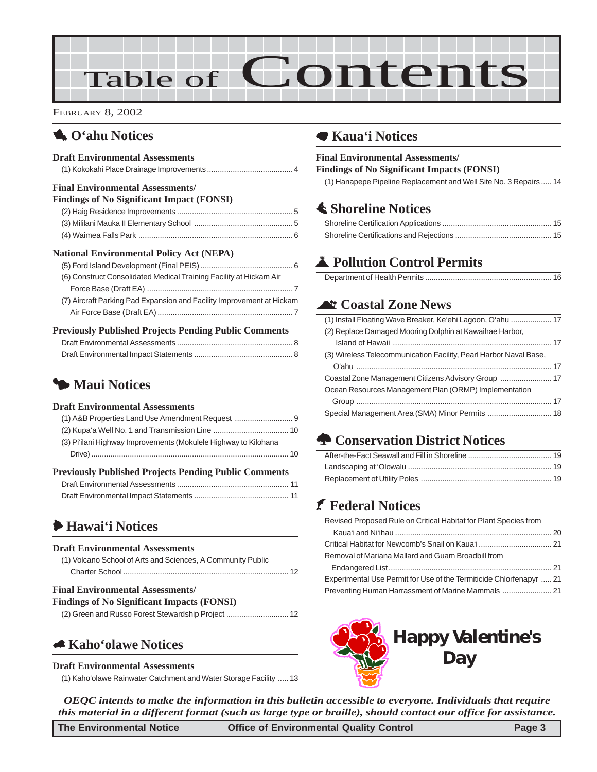# Table of Contents

February 8, 2002

## O'ahu Notices

### Draft Environmental Assessments

(1) Kokokahi Place Drainage Improvements ........ 4

### Final Environmental Assessments/ Findings of No Significant Impact (FONSI)

(2) Haig Residence Improvements ........ 5
(3) Mililani Mauka II Elementary School ........ 5
(4) Waimea Falls Park ........ 6

### National Environmental Policy Act (NEPA)

(5) Ford Island Development (Final PEIS) ........ 6
(6) Construct Consolidated Medical Training Facility at Hickam Air Force Base (Draft EA) ........ 7
(7) Aircraft Parking Pad Expansion and Facility Improvement at Hickam Air Force Base (Draft EA) ........ 7

### Previously Published Projects Pending Public Comments

Draft Environmental Assessments ........ 8
Draft Environmental Impact Statements ........ 8

## Maui Notices

### Draft Environmental Assessments

(1) A&B Properties Land Use Amendment Request ........ 9
(2) Kupa'a Well No. 1 and Transmission Line ........ 10
(3) Pi'ilani Highway Improvements (Mokulele Highway to Kilohana Drive) ........ 10

### Previously Published Projects Pending Public Comments

Draft Environmental Assessments ........ 11
Draft Environmental Impact Statements ........ 11

## Hawai'i Notices

### Draft Environmental Assessments

(1) Volcano School of Arts and Sciences, A Community Public Charter School ........ 12

### Final Environmental Assessments/ Findings of No Significant Impacts (FONSI)

(2) Green and Russo Forest Stewardship Project ........ 12

## Kaho'olawe Notices

### Draft Environmental Assessments

(1) Kaho'olawe Rainwater Catchment and Water Storage Facility ........ 13

## Kaua'i Notices

### Final Environmental Assessments/ Findings of No Significant Impacts (FONSI)

(1) Hanapepe Pipeline Replacement and Well Site No. 3 Repairs ........ 14

## Shoreline Notices

Shoreline Certification Applications ........ 15
Shoreline Certifications and Rejections ........ 15

## Pollution Control Permits

Department of Health Permits ........ 16

## Coastal Zone News

(1) Install Floating Wave Breaker, Ke'ehi Lagoon, O'ahu ........ 17
(2) Replace Damaged Mooring Dolphin at Kawaihae Harbor, Island of Hawaii ........ 17
(3) Wireless Telecommunication Facility, Pearl Harbor Naval Base, O'ahu ........ 17
Coastal Zone Management Citizens Advisory Group ........ 17
Ocean Resources Management Plan (ORMP) Implementation Group ........ 17
Special Management Area (SMA) Minor Permits ........ 18

## Conservation District Notices

After-the-Fact Seawall and Fill in Shoreline ........ 19
Landscaping at 'Olowalu ........ 19
Replacement of Utility Poles ........ 19

## Federal Notices

Revised Proposed Rule on Critical Habitat for Plant Species from Kaua'i and Ni'ihau ........ 20
Critical Habitat for Newcomb's Snail on Kaua'i ........ 21
Removal of Mariana Mallard and Guam Broadbill from Endangered List ........ 21
Experimental Use Permit for Use of the Termiticide Chlorfenapyr ........ 21
Preventing Human Harrassment of Marine Mammals ........ 21

**Happy Valentine's Day**

*OEQC intends to make the information in this bulletin accessible to everyone. Individuals that require this material in a different format (such as large type or braille), should contact our office for assistance.*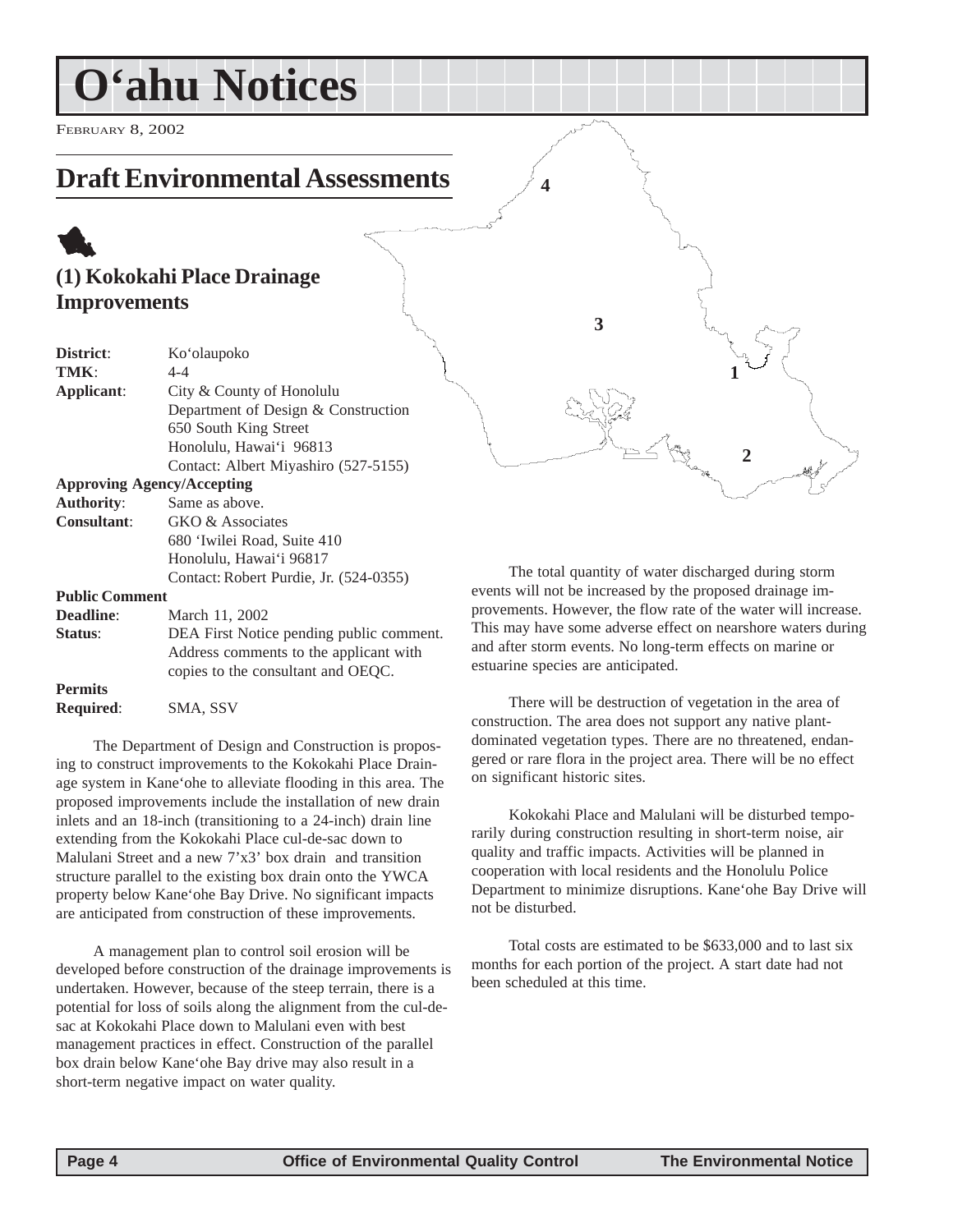# O'ahu Notices

FEBRUARY 8, 2002

## Draft Environmental Assessments

### (1) Kokokahi Place Drainage Improvements

**District**: Ko'olaupoko
**TMK**: 4-4
**Applicant**: City & County of Honolulu
Department of Design & Construction
650 South King Street
Honolulu, Hawai'i 96813
Contact: Albert Miyashiro (527-5155)

**Approving Agency/Accepting Authority**: Same as above.

**Consultant**: GKO & Associates
680 'Iwilei Road, Suite 410
Honolulu, Hawai'i 96817
Contact: Robert Purdie, Jr. (524-0355)

**Public Comment Deadline**: March 11, 2002

**Status**: DEA First Notice pending public comment. Address comments to the applicant with copies to the consultant and OEQC.

**Permits Required**: SMA, SSV

The Department of Design and Construction is proposing to construct improvements to the Kokokahi Place Drainage system in Kane'ohe to alleviate flooding in this area. The proposed improvements include the installation of new drain inlets and an 18-inch (transitioning to a 24-inch) drain line extending from the Kokokahi Place cul-de-sac down to Malulani Street and a new 7'x3' box drain and transition structure parallel to the existing box drain onto the YWCA property below Kane'ohe Bay Drive. No significant impacts are anticipated from construction of these improvements.

A management plan to control soil erosion will be developed before construction of the drainage improvements is undertaken. However, because of the steep terrain, there is a potential for loss of soils along the alignment from the cul-de-sac at Kokokahi Place down to Malulani even with best management practices in effect. Construction of the parallel box drain below Kane'ohe Bay drive may also result in a short-term negative impact on water quality.

The total quantity of water discharged during storm events will not be increased by the proposed drainage improvements. However, the flow rate of the water will increase. This may have some adverse effect on nearshore waters during and after storm events. No long-term effects on marine or estuarine species are anticipated.

There will be destruction of vegetation in the area of construction. The area does not support any native plant-dominated vegetation types. There are no threatened, endangered or rare flora in the project area. There will be no effect on significant historic sites.

Kokokahi Place and Malulani will be disturbed temporarily during construction resulting in short-term noise, air quality and traffic impacts. Activities will be planned in cooperation with local residents and the Honolulu Police Department to minimize disruptions. Kane'ohe Bay Drive will not be disturbed.

Total costs are estimated to be $633,000 and to last six months for each portion of the project. A start date had not been scheduled at this time.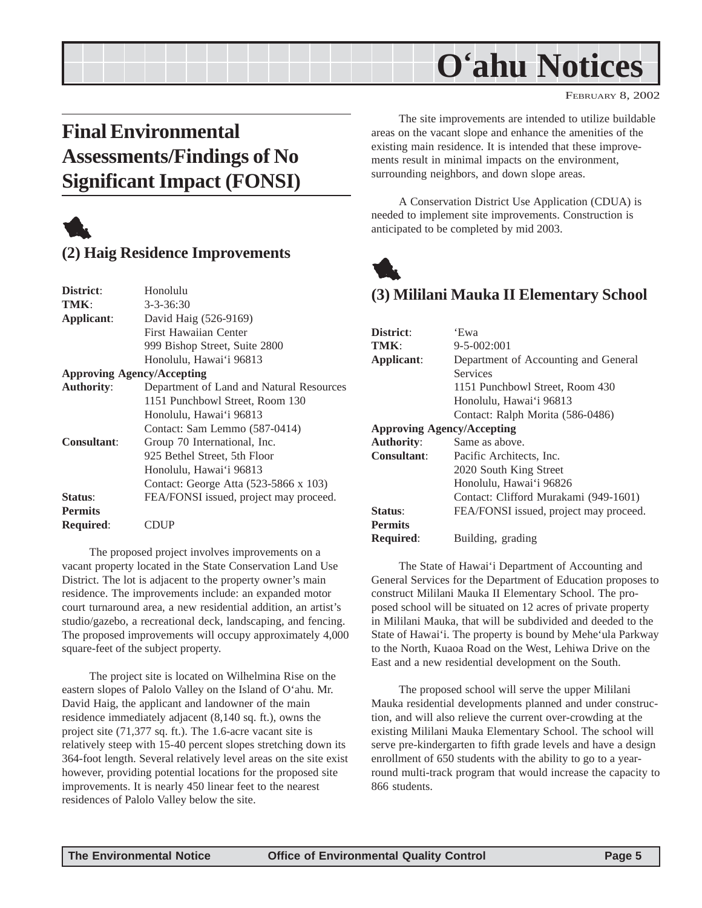# O'ahu Notices

FEBRUARY 8, 2002

## Final Environmental Assessments/Findings of No Significant Impact (FONSI)

### (2) Haig Residence Improvements

| | |
|---|---|
| **District**: | Honolulu |
| **TMK**: | 3-3-36:30 |
| **Applicant**: | David Haig (526-9169)<br>First Hawaiian Center<br>999 Bishop Street, Suite 2800<br>Honolulu, Hawai'i 96813 |
| **Approving Agency/Accepting Authority**: | Department of Land and Natural Resources<br>1151 Punchbowl Street, Room 130<br>Honolulu, Hawai'i 96813<br>Contact: Sam Lemmo (587-0414) |
| **Consultant**: | Group 70 International, Inc.<br>925 Bethel Street, 5th Floor<br>Honolulu, Hawai'i 96813<br>Contact: George Atta (523-5866 x 103) |
| **Status**: | FEA/FONSI issued, project may proceed. |
| **Permits Required**: | CDUP |

The proposed project involves improvements on a vacant property located in the State Conservation Land Use District. The lot is adjacent to the property owner's main residence. The improvements include: an expanded motor court turnaround area, a new residential addition, an artist's studio/gazebo, a recreational deck, landscaping, and fencing. The proposed improvements will occupy approximately 4,000 square-feet of the subject property.

The project site is located on Wilhelmina Rise on the eastern slopes of Palolo Valley on the Island of O'ahu. Mr. David Haig, the applicant and landowner of the main residence immediately adjacent (8,140 sq. ft.), owns the project site (71,377 sq. ft.). The 1.6-acre vacant site is relatively steep with 15-40 percent slopes stretching down its 364-foot length. Several relatively level areas on the site exist however, providing potential locations for the proposed site improvements. It is nearly 450 linear feet to the nearest residences of Palolo Valley below the site.

The site improvements are intended to utilize buildable areas on the vacant slope and enhance the amenities of the existing main residence. It is intended that these improvements result in minimal impacts on the environment, surrounding neighbors, and down slope areas.

A Conservation District Use Application (CDUA) is needed to implement site improvements. Construction is anticipated to be completed by mid 2003.

### (3) Mililani Mauka II Elementary School

| | |
|---|---|
| **District**: | 'Ewa |
| **TMK**: | 9-5-002:001 |
| **Applicant**: | Department of Accounting and General Services<br>1151 Punchbowl Street, Room 430<br>Honolulu, Hawai'i 96813<br>Contact: Ralph Morita (586-0486) |
| **Approving Agency/Accepting Authority**: | Same as above. |
| **Consultant**: | Pacific Architects, Inc.<br>2020 South King Street<br>Honolulu, Hawai'i 96826<br>Contact: Clifford Murakami (949-1601) |
| **Status**: | FEA/FONSI issued, project may proceed. |
| **Permits Required**: | Building, grading |

The State of Hawai'i Department of Accounting and General Services for the Department of Education proposes to construct Mililani Mauka II Elementary School. The proposed school will be situated on 12 acres of private property in Mililani Mauka, that will be subdivided and deeded to the State of Hawai'i. The property is bound by Mehe'ula Parkway to the North, Kuaoa Road on the West, Lehiwa Drive on the East and a new residential development on the South.

The proposed school will serve the upper Mililani Mauka residential developments planned and under construction, and will also relieve the current over-crowding at the existing Mililani Mauka Elementary School. The school will serve pre-kindergarten to fifth grade levels and have a design enrollment of 650 students with the ability to go to a year-round multi-track program that would increase the capacity to 866 students.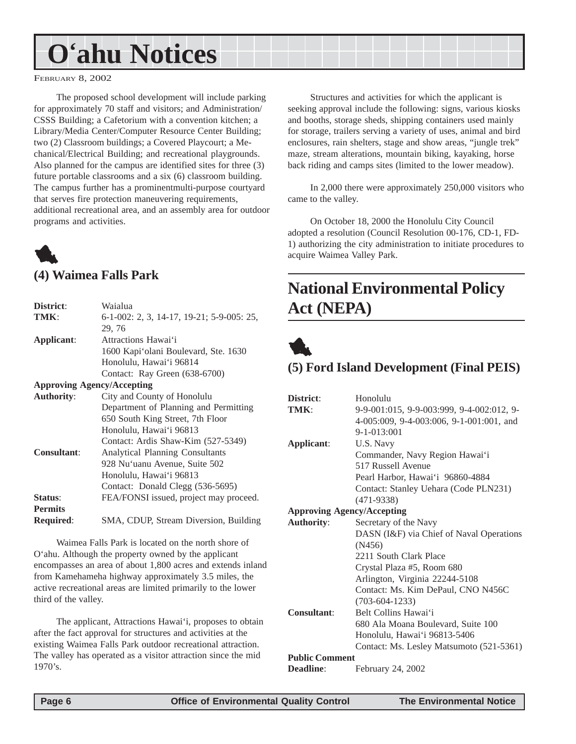# O'ahu Notices

FEBRUARY 8, 2002

The proposed school development will include parking for approximately 70 staff and visitors; and Administration/ CSSS Building; a Cafetorium with a convention kitchen; a Library/Media Center/Computer Resource Center Building; two (2) Classroom buildings; a Covered Playcourt; a Mechanical/Electrical Building; and recreational playgrounds. Also planned for the campus are identified sites for three (3) future portable classrooms and a six (6) classroom building. The campus further has a prominentmulti-purpose courtyard that serves fire protection maneuvering requirements, additional recreational area, and an assembly area for outdoor programs and activities.

## (4) Waimea Falls Park

| | |
|---|---|
| **District**: | Waialua |
| **TMK**: | 6-1-002: 2, 3, 14-17, 19-21; 5-9-005: 25, 29, 76 |
| **Applicant**: | Attractions Hawai'i<br>1600 Kapi'olani Boulevard, Ste. 1630<br>Honolulu, Hawai'i 96814<br>Contact: Ray Green (638-6700) |
| **Approving Agency/Accepting Authority**: | City and County of Honolulu<br>Department of Planning and Permitting<br>650 South King Street, 7th Floor<br>Honolulu, Hawai'i 96813<br>Contact: Ardis Shaw-Kim (527-5349) |
| **Consultant**: | Analytical Planning Consultants<br>928 Nu'uanu Avenue, Suite 502<br>Honolulu, Hawai'i 96813<br>Contact: Donald Clegg (536-5695) |
| **Status**: | FEA/FONSI issued, project may proceed. |
| **Permits Required**: | SMA, CDUP, Stream Diversion, Building |

Waimea Falls Park is located on the north shore of O'ahu. Although the property owned by the applicant encompasses an area of about 1,800 acres and extends inland from Kamehameha highway approximately 3.5 miles, the active recreational areas are limited primarily to the lower third of the valley.

The applicant, Attractions Hawai'i, proposes to obtain after the fact approval for structures and activities at the existing Waimea Falls Park outdoor recreational attraction. The valley has operated as a visitor attraction since the mid 1970's.

Structures and activities for which the applicant is seeking approval include the following: signs, various kiosks and booths, storage sheds, shipping containers used mainly for storage, trailers serving a variety of uses, animal and bird enclosures, rain shelters, stage and show areas, "jungle trek" maze, stream alterations, mountain biking, kayaking, horse back riding and camps sites (limited to the lower meadow).

In 2,000 there were approximately 250,000 visitors who came to the valley.

On October 18, 2000 the Honolulu City Council adopted a resolution (Council Resolution 00-176, CD-1, FD-1) authorizing the city administration to initiate procedures to acquire Waimea Valley Park.

# National Environmental Policy Act (NEPA)

## (5) Ford Island Development (Final PEIS)

| | |
|---|---|
| **District**: | Honolulu |
| **TMK**: | 9-9-001:015, 9-9-003:999, 9-4-002:012, 9-4-005:009, 9-4-003:006, 9-1-001:001, and 9-1-013:001 |
| **Applicant**: | U.S. Navy<br>Commander, Navy Region Hawai'i<br>517 Russell Avenue<br>Pearl Harbor, Hawai'i 96860-4884<br>Contact: Stanley Uehara (Code PLN231) (471-9338) |
| **Approving Agency/Accepting Authority**: | Secretary of the Navy<br>DASN (I&F) via Chief of Naval Operations (N456)<br>2211 South Clark Place<br>Crystal Plaza #5, Room 680<br>Arlington, Virginia 22244-5108<br>Contact: Ms. Kim DePaul, CNO N456C (703-604-1233) |
| **Consultant**: | Belt Collins Hawai'i<br>680 Ala Moana Boulevard, Suite 100<br>Honolulu, Hawai'i 96813-5406<br>Contact: Ms. Lesley Matsumoto (521-5361) |
| **Public Comment Deadline**: | February 24, 2002 |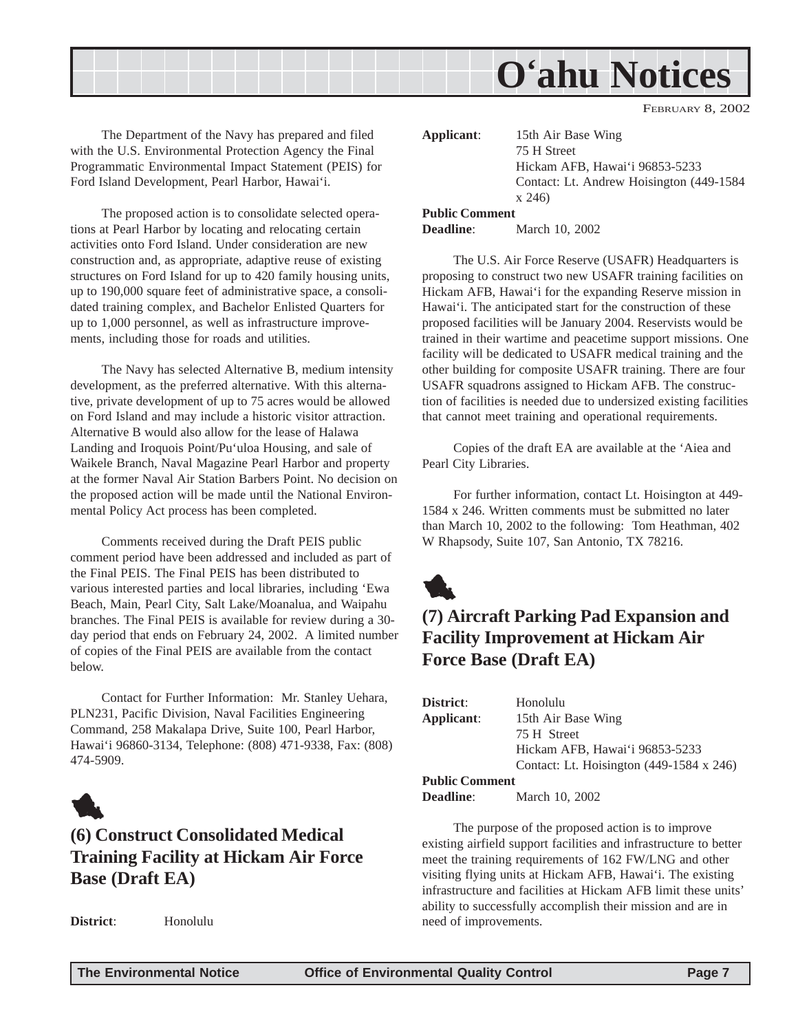The Department of the Navy has prepared and filed with the U.S. Environmental Protection Agency the Final Programmatic Environmental Impact Statement (PEIS) for Ford Island Development, Pearl Harbor, Hawai‘i.

The proposed action is to consolidate selected operations at Pearl Harbor by locating and relocating certain activities onto Ford Island. Under consideration are new construction and, as appropriate, adaptive reuse of existing structures on Ford Island for up to 420 family housing units, up to 190,000 square feet of administrative space, a consolidated training complex, and Bachelor Enlisted Quarters for up to 1,000 personnel, as well as infrastructure improvements, including those for roads and utilities.

The Navy has selected Alternative B, medium intensity development, as the preferred alternative. With this alternative, private development of up to 75 acres would be allowed on Ford Island and may include a historic visitor attraction. Alternative B would also allow for the lease of Halawa Landing and Iroquois Point/Pu‘uloa Housing, and sale of Waikele Branch, Naval Magazine Pearl Harbor and property at the former Naval Air Station Barbers Point. No decision on the proposed action will be made until the National Environmental Policy Act process has been completed.

Comments received during the Draft PEIS public comment period have been addressed and included as part of the Final PEIS. The Final PEIS has been distributed to various interested parties and local libraries, including ‘Ewa Beach, Main, Pearl City, Salt Lake/Moanalua, and Waipahu branches. The Final PEIS is available for review during a 30-day period that ends on February 24, 2002. A limited number of copies of the Final PEIS are available from the contact below.

Contact for Further Information: Mr. Stanley Uehara, PLN231, Pacific Division, Naval Facilities Engineering Command, 258 Makalapa Drive, Suite 100, Pearl Harbor, Hawai‘i 96860-3134, Telephone: (808) 471-9338, Fax: (808) 474-5909.

## (6) Construct Consolidated Medical Training Facility at Hickam Air Force Base (Draft EA)

**District**: Honolulu

**Applicant**: 15th Air Base Wing
75 H Street
Hickam AFB, Hawai‘i 96853-5233
Contact: Lt. Andrew Hoisington (449-1584 x 246)

**Public Comment Deadline**: March 10, 2002

The U.S. Air Force Reserve (USAFR) Headquarters is proposing to construct two new USAFR training facilities on Hickam AFB, Hawai‘i for the expanding Reserve mission in Hawai‘i. The anticipated start for the construction of these proposed facilities will be January 2004. Reservists would be trained in their wartime and peacetime support missions. One facility will be dedicated to USAFR medical training and the other building for composite USAFR training. There are four USAFR squadrons assigned to Hickam AFB. The construction of facilities is needed due to undersized existing facilities that cannot meet training and operational requirements.

Copies of the draft EA are available at the ‘Aiea and Pearl City Libraries.

For further information, contact Lt. Hoisington at 449-1584 x 246. Written comments must be submitted no later than March 10, 2002 to the following: Tom Heathman, 402 W Rhapsody, Suite 107, San Antonio, TX 78216.

## (7) Aircraft Parking Pad Expansion and Facility Improvement at Hickam Air Force Base (Draft EA)

**District**: Honolulu

**Applicant**: 15th Air Base Wing
75 H Street
Hickam AFB, Hawai‘i 96853-5233
Contact: Lt. Hoisington (449-1584 x 246)

**Public Comment Deadline**: March 10, 2002

The purpose of the proposed action is to improve existing airfield support facilities and infrastructure to better meet the training requirements of 162 FW/LNG and other visiting flying units at Hickam AFB, Hawai‘i. The existing infrastructure and facilities at Hickam AFB limit these units' ability to successfully accomplish their mission and are in need of improvements.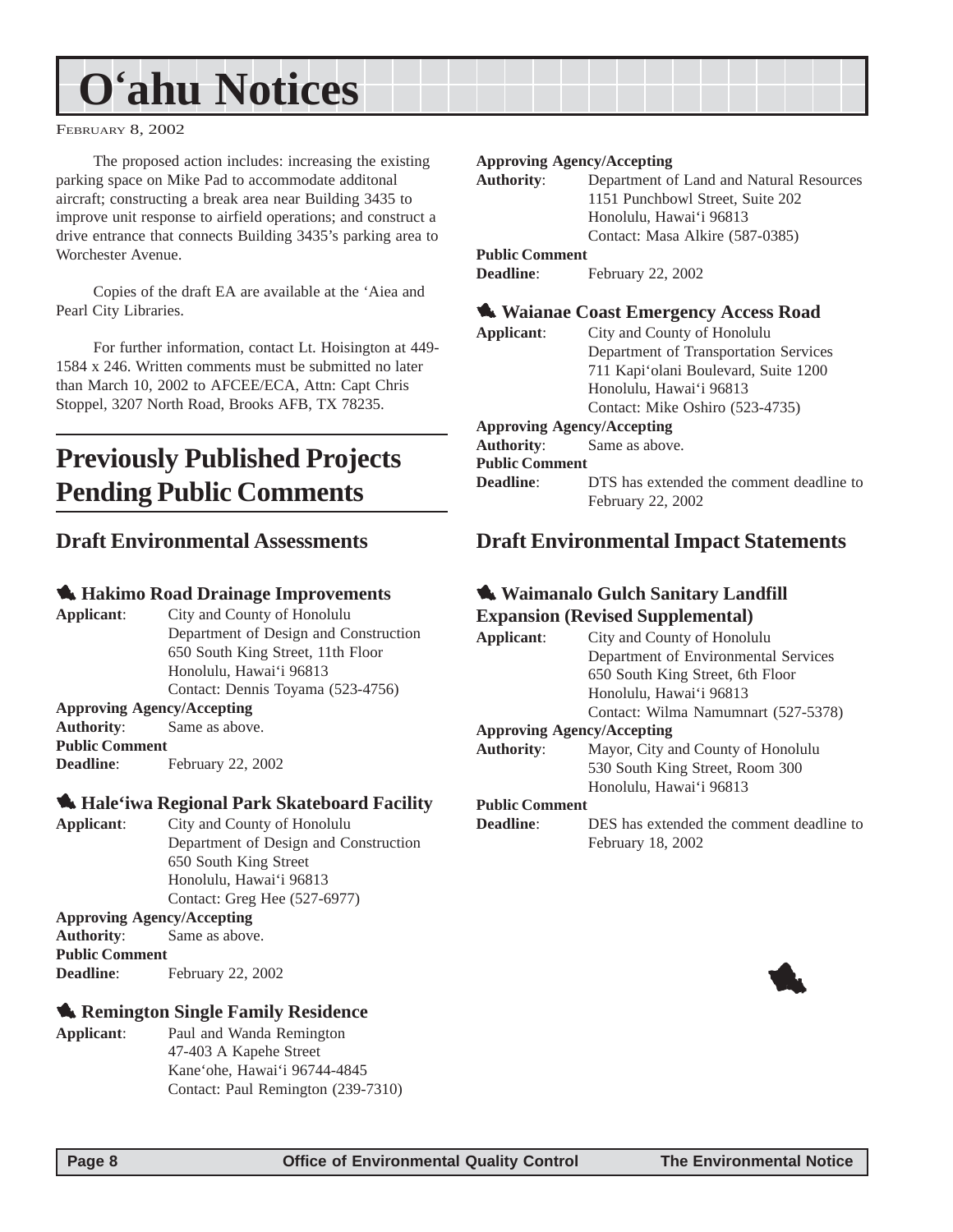The proposed action includes: increasing the existing parking space on Mike Pad to accommodate additonal aircraft; constructing a break area near Building 3435 to improve unit response to airfield operations; and construct a drive entrance that connects Building 3435's parking area to Worchester Avenue.

Copies of the draft EA are available at the ʻAiea and Pearl City Libraries.

For further information, contact Lt. Hoisington at 449-1584 x 246. Written comments must be submitted no later than March 10, 2002 to AFCEE/ECA, Attn: Capt Chris Stoppel, 3207 North Road, Brooks AFB, TX 78235.

# Previously Published Projects Pending Public Comments

## Draft Environmental Assessments

### Hakimo Road Drainage Improvements

**Applicant**: City and County of Honolulu
Department of Design and Construction
650 South King Street, 11th Floor
Honolulu, Hawaiʻi 96813
Contact: Dennis Toyama (523-4756)

**Approving Agency/Accepting Authority**: Same as above.

**Public Comment Deadline**: February 22, 2002

### Haleʻiwa Regional Park Skateboard Facility

**Applicant**: City and County of Honolulu
Department of Design and Construction
650 South King Street
Honolulu, Hawaiʻi 96813
Contact: Greg Hee (527-6977)

**Approving Agency/Accepting Authority**: Same as above.

**Public Comment Deadline**: February 22, 2002

### Remington Single Family Residence

**Applicant**: Paul and Wanda Remington
47-403 A Kapehe Street
Kaneʻohe, Hawaiʻi 96744-4845
Contact: Paul Remington (239-7310)

**Approving Agency/Accepting Authority**: Department of Land and Natural Resources
1151 Punchbowl Street, Suite 202
Honolulu, Hawaiʻi 96813
Contact: Masa Alkire (587-0385)

**Public Comment Deadline**: February 22, 2002

### Waianae Coast Emergency Access Road

**Applicant**: City and County of Honolulu
Department of Transportation Services
711 Kapiʻolani Boulevard, Suite 1200
Honolulu, Hawaiʻi 96813
Contact: Mike Oshiro (523-4735)

**Approving Agency/Accepting Authority**: Same as above.

**Public Comment Deadline**: DTS has extended the comment deadline to February 22, 2002

## Draft Environmental Impact Statements

### Waimanalo Gulch Sanitary Landfill Expansion (Revised Supplemental)

**Applicant**: City and County of Honolulu
Department of Environmental Services
650 South King Street, 6th Floor
Honolulu, Hawaiʻi 96813
Contact: Wilma Namumnart (527-5378)

**Approving Agency/Accepting Authority**: Mayor, City and County of Honolulu
530 South King Street, Room 300
Honolulu, Hawaiʻi 96813

**Public Comment Deadline**: DES has extended the comment deadline to February 18, 2002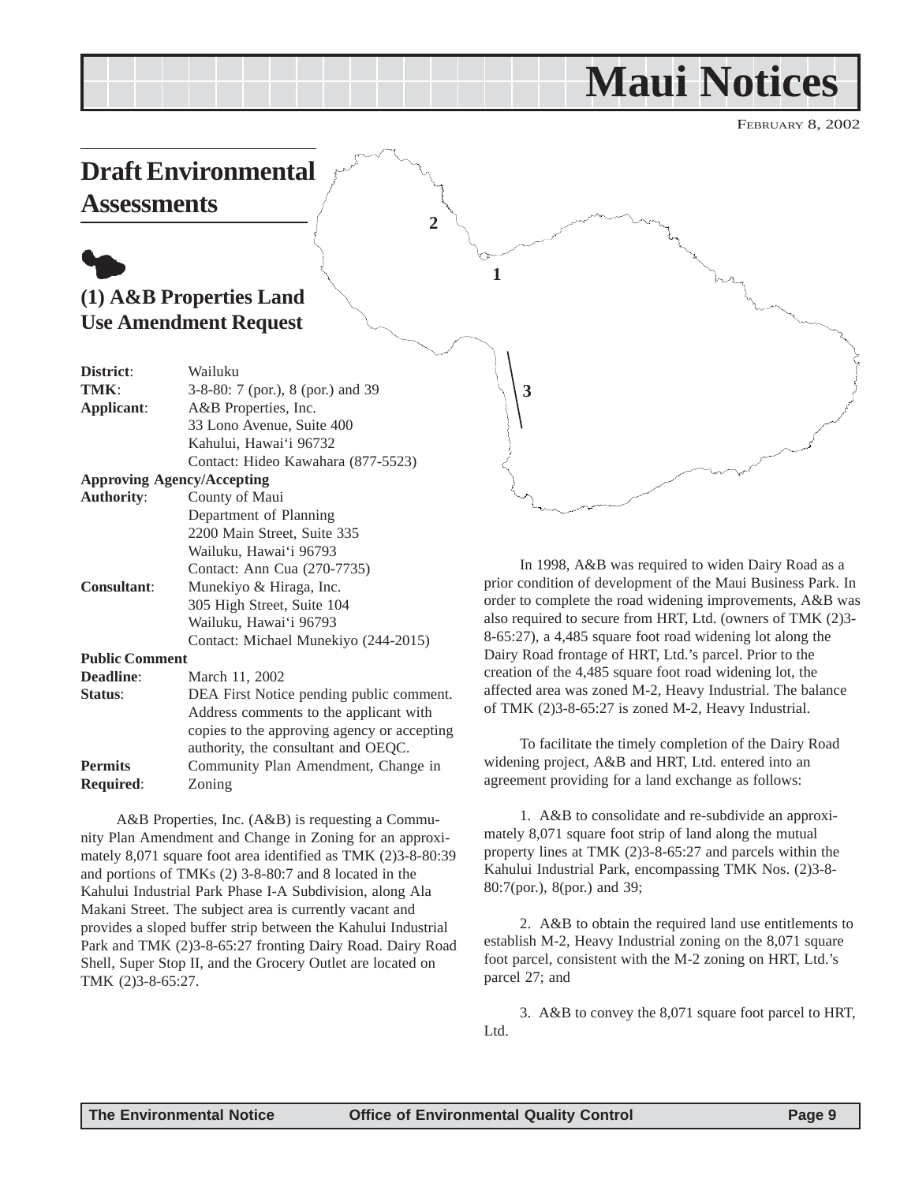# Maui Notices

FEBRUARY 8, 2002

## Draft Environmental Assessments

### (1) A&B Properties Land Use Amendment Request

| | |
|---|---|
| **District**: | Wailuku |
| **TMK**: | 3-8-80: 7 (por.), 8 (por.) and 39 |
| **Applicant**: | A&B Properties, Inc.<br>33 Lono Avenue, Suite 400<br>Kahului, Hawai'i 96732<br>Contact: Hideo Kawahara (877-5523) |
| **Approving Agency/Accepting Authority**: | County of Maui<br>Department of Planning<br>2200 Main Street, Suite 335<br>Wailuku, Hawai'i 96793<br>Contact: Ann Cua (270-7735) |
| **Consultant**: | Munekiyo & Hiraga, Inc.<br>305 High Street, Suite 104<br>Wailuku, Hawai'i 96793<br>Contact: Michael Munekiyo (244-2015) |
| **Public Comment Deadline**: | March 11, 2002 |
| **Status**: | DEA First Notice pending public comment. Address comments to the applicant with copies to the approving agency or accepting authority, the consultant and OEQC. |
| **Permits Required**: | Community Plan Amendment, Change in Zoning |

A&B Properties, Inc. (A&B) is requesting a Community Plan Amendment and Change in Zoning for an approximately 8,071 square foot area identified as TMK (2)3-8-80:39 and portions of TMKs (2) 3-8-80:7 and 8 located in the Kahului Industrial Park Phase I-A Subdivision, along Ala Makani Street. The subject area is currently vacant and provides a sloped buffer strip between the Kahului Industrial Park and TMK (2)3-8-65:27 fronting Dairy Road. Dairy Road Shell, Super Stop II, and the Grocery Outlet are located on TMK (2)3-8-65:27.

In 1998, A&B was required to widen Dairy Road as a prior condition of development of the Maui Business Park. In order to complete the road widening improvements, A&B was also required to secure from HRT, Ltd. (owners of TMK (2)3-8-65:27), a 4,485 square foot road widening lot along the Dairy Road frontage of HRT, Ltd.'s parcel. Prior to the creation of the 4,485 square foot road widening lot, the affected area was zoned M-2, Heavy Industrial. The balance of TMK (2)3-8-65:27 is zoned M-2, Heavy Industrial.

To facilitate the timely completion of the Dairy Road widening project, A&B and HRT, Ltd. entered into an agreement providing for a land exchange as follows:

1. A&B to consolidate and re-subdivide an approximately 8,071 square foot strip of land along the mutual property lines at TMK (2)3-8-65:27 and parcels within the Kahului Industrial Park, encompassing TMK Nos. (2)3-8-80:7(por.), 8(por.) and 39;

2. A&B to obtain the required land use entitlements to establish M-2, Heavy Industrial zoning on the 8,071 square foot parcel, consistent with the M-2 zoning on HRT, Ltd.'s parcel 27; and

3. A&B to convey the 8,071 square foot parcel to HRT, Ltd.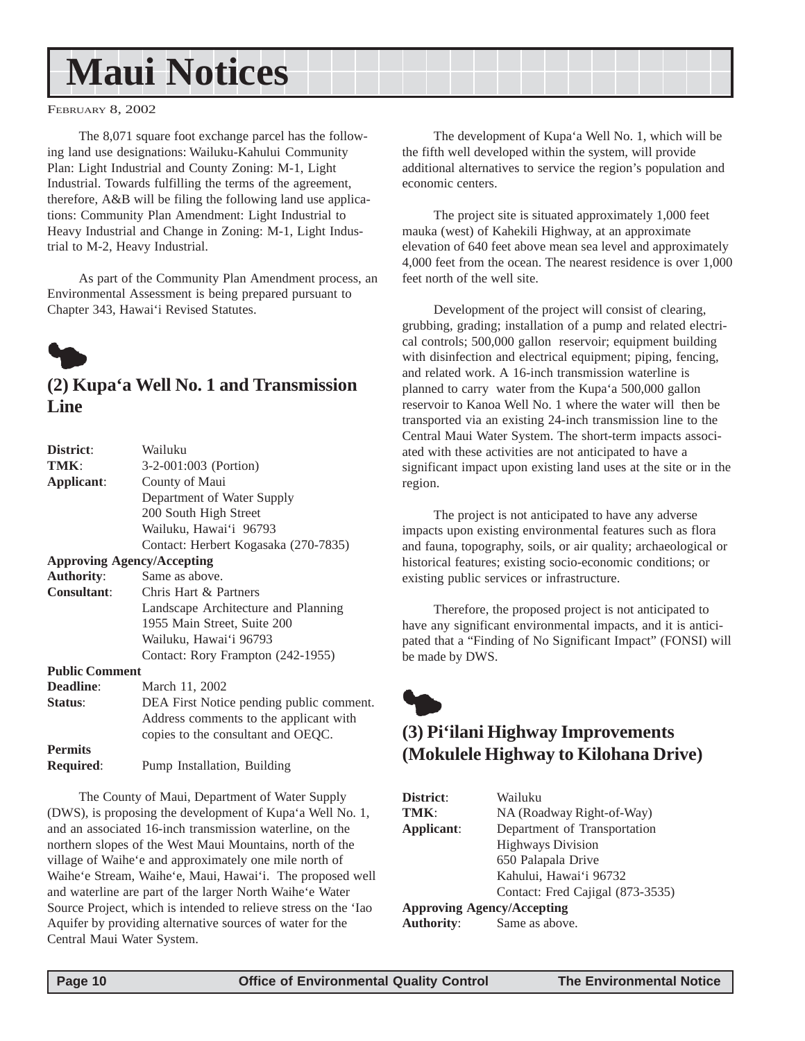# Maui Notices

FEBRUARY 8, 2002

The 8,071 square foot exchange parcel has the following land use designations: Wailuku-Kahului Community Plan: Light Industrial and County Zoning: M-1, Light Industrial. Towards fulfilling the terms of the agreement, therefore, A&B will be filing the following land use applications: Community Plan Amendment: Light Industrial to Heavy Industrial and Change in Zoning: M-1, Light Industrial to M-2, Heavy Industrial.

As part of the Community Plan Amendment process, an Environmental Assessment is being prepared pursuant to Chapter 343, Hawai'i Revised Statutes.

## (2) Kupa'a Well No. 1 and Transmission Line

**District**: Wailuku
**TMK**: 3-2-001:003 (Portion)
**Applicant**: County of Maui
Department of Water Supply
200 South High Street
Wailuku, Hawai'i 96793
Contact: Herbert Kogasaka (270-7835)
**Approving Agency/Accepting Authority**: Same as above.
**Consultant**: Chris Hart & Partners
Landscape Architecture and Planning
1955 Main Street, Suite 200
Wailuku, Hawai'i 96793
Contact: Rory Frampton (242-1955)
**Public Comment Deadline**: March 11, 2002
**Status**: DEA First Notice pending public comment. Address comments to the applicant with copies to the consultant and OEQC.
**Permits Required**: Pump Installation, Building

The County of Maui, Department of Water Supply (DWS), is proposing the development of Kupa'a Well No. 1, and an associated 16-inch transmission waterline, on the northern slopes of the West Maui Mountains, north of the village of Waihe'e and approximately one mile north of Waihe'e Stream, Waihe'e, Maui, Hawai'i. The proposed well and waterline are part of the larger North Waihe'e Water Source Project, which is intended to relieve stress on the 'Iao Aquifer by providing alternative sources of water for the Central Maui Water System.

The development of Kupa'a Well No. 1, which will be the fifth well developed within the system, will provide additional alternatives to service the region's population and economic centers.

The project site is situated approximately 1,000 feet mauka (west) of Kahekili Highway, at an approximate elevation of 640 feet above mean sea level and approximately 4,000 feet from the ocean. The nearest residence is over 1,000 feet north of the well site.

Development of the project will consist of clearing, grubbing, grading; installation of a pump and related electrical controls; 500,000 gallon reservoir; equipment building with disinfection and electrical equipment; piping, fencing, and related work. A 16-inch transmission waterline is planned to carry water from the Kupa'a 500,000 gallon reservoir to Kanoa Well No. 1 where the water will then be transported via an existing 24-inch transmission line to the Central Maui Water System. The short-term impacts associated with these activities are not anticipated to have a significant impact upon existing land uses at the site or in the region.

The project is not anticipated to have any adverse impacts upon existing environmental features such as flora and fauna, topography, soils, or air quality; archaeological or historical features; existing socio-economic conditions; or existing public services or infrastructure.

Therefore, the proposed project is not anticipated to have any significant environmental impacts, and it is anticipated that a "Finding of No Significant Impact" (FONSI) will be made by DWS.

## (3) Pi'ilani Highway Improvements (Mokulele Highway to Kilohana Drive)

**District**: Wailuku
**TMK**: NA (Roadway Right-of-Way)
**Applicant**: Department of Transportation
Highways Division
650 Palapala Drive
Kahului, Hawai'i 96732
Contact: Fred Cajigal (873-3535)
**Approving Agency/Accepting Authority**: Same as above.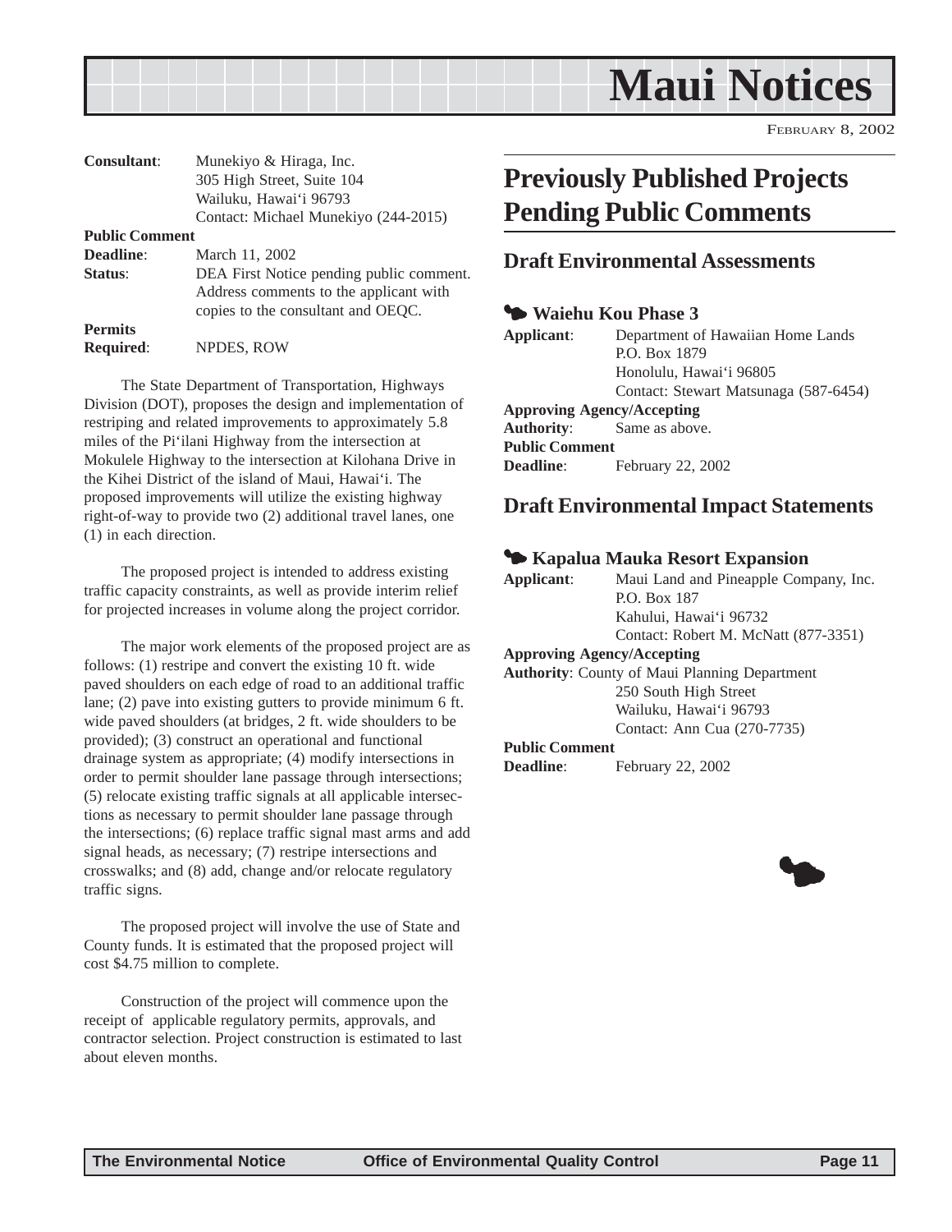**Consultant**: Munekiyo & Hiraga, Inc.
305 High Street, Suite 104
Wailuku, Hawai'i 96793
Contact: Michael Munekiyo (244-2015)

**Public Comment Deadline**: March 11, 2002

**Status**: DEA First Notice pending public comment. Address comments to the applicant with copies to the consultant and OEQC.

**Permits Required**: NPDES, ROW

The State Department of Transportation, Highways Division (DOT), proposes the design and implementation of restriping and related improvements to approximately 5.8 miles of the Pi'ilani Highway from the intersection at Mokulele Highway to the intersection at Kilohana Drive in the Kihei District of the island of Maui, Hawai'i. The proposed improvements will utilize the existing highway right-of-way to provide two (2) additional travel lanes, one (1) in each direction.

The proposed project is intended to address existing traffic capacity constraints, as well as provide interim relief for projected increases in volume along the project corridor.

The major work elements of the proposed project are as follows: (1) restripe and convert the existing 10 ft. wide paved shoulders on each edge of road to an additional traffic lane; (2) pave into existing gutters to provide minimum 6 ft. wide paved shoulders (at bridges, 2 ft. wide shoulders to be provided); (3) construct an operational and functional drainage system as appropriate; (4) modify intersections in order to permit shoulder lane passage through intersections; (5) relocate existing traffic signals at all applicable intersections as necessary to permit shoulder lane passage through the intersections; (6) replace traffic signal mast arms and add signal heads, as necessary; (7) restripe intersections and crosswalks; and (8) add, change and/or relocate regulatory traffic signs.

The proposed project will involve the use of State and County funds. It is estimated that the proposed project will cost $4.75 million to complete.

Construction of the project will commence upon the receipt of applicable regulatory permits, approvals, and contractor selection. Project construction is estimated to last about eleven months.

# Previously Published Projects Pending Public Comments

## Draft Environmental Assessments

### Waiehu Kou Phase 3

**Applicant**: Department of Hawaiian Home Lands
P.O. Box 1879
Honolulu, Hawai'i 96805
Contact: Stewart Matsunaga (587-6454)

**Approving Agency/Accepting Authority**: Same as above.

**Public Comment Deadline**: February 22, 2002

## Draft Environmental Impact Statements

### Kapalua Mauka Resort Expansion

**Applicant**: Maui Land and Pineapple Company, Inc.
P.O. Box 187
Kahului, Hawai'i 96732
Contact: Robert M. McNatt (877-3351)

**Approving Agency/Accepting Authority**: County of Maui Planning Department
250 South High Street
Wailuku, Hawai'i 96793
Contact: Ann Cua (270-7735)

**Public Comment Deadline**: February 22, 2002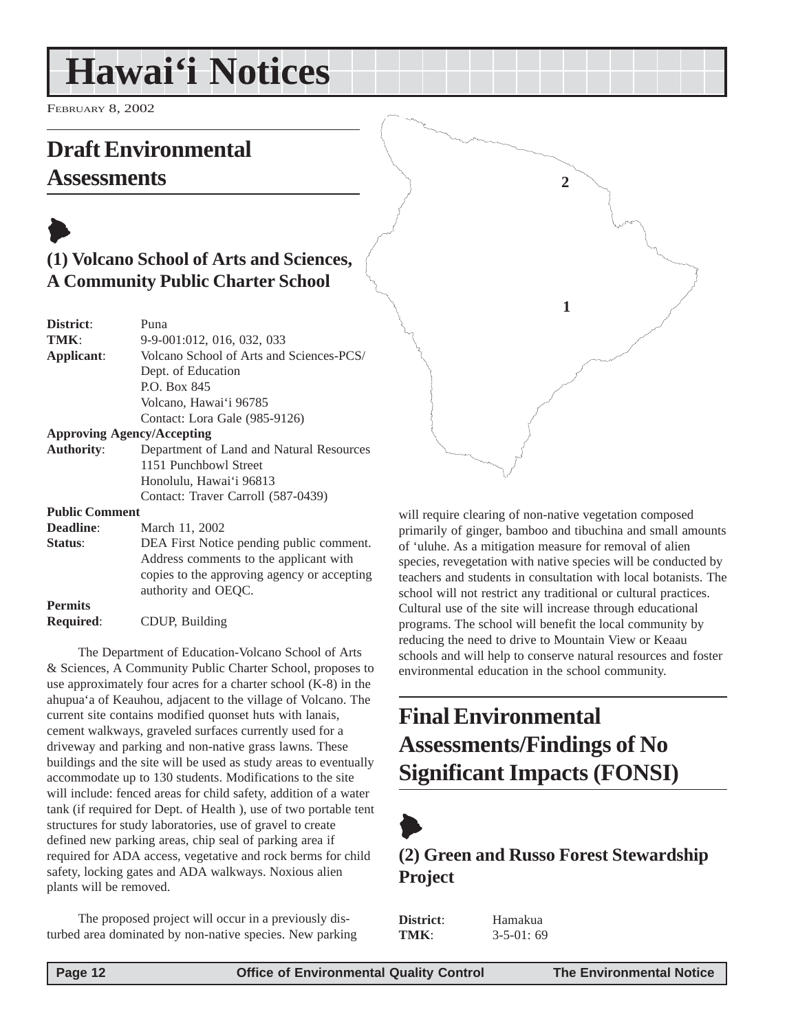# Hawai'i Notices

February 8, 2002

## Draft Environmental Assessments

### (1) Volcano School of Arts and Sciences, A Community Public Charter School

| | |
|---|---|
| **District**: | Puna |
| **TMK**: | 9-9-001:012, 016, 032, 033 |
| **Applicant**: | Volcano School of Arts and Sciences-PCS/ Dept. of Education P.O. Box 845 Volcano, Hawai'i 96785 Contact: Lora Gale (985-9126) |
| **Approving Agency/Accepting Authority**: | Department of Land and Natural Resources 1151 Punchbowl Street Honolulu, Hawai'i 96813 Contact: Traver Carroll (587-0439) |
| **Public Comment Deadline**: | March 11, 2002 |
| **Status**: | DEA First Notice pending public comment. Address comments to the applicant with copies to the approving agency or accepting authority and OEQC. |
| **Permits Required**: | CDUP, Building |

The Department of Education-Volcano School of Arts & Sciences, A Community Public Charter School, proposes to use approximately four acres for a charter school (K-8) in the ahupua'a of Keauhou, adjacent to the village of Volcano. The current site contains modified quonset huts with lanais, cement walkways, graveled surfaces currently used for a driveway and parking and non-native grass lawns. These buildings and the site will be used as study areas to eventually accommodate up to 130 students. Modifications to the site will include: fenced areas for child safety, addition of a water tank (if required for Dept. of Health ), use of two portable tent structures for study laboratories, use of gravel to create defined new parking areas, chip seal of parking area if required for ADA access, vegetative and rock berms for child safety, locking gates and ADA walkways. Noxious alien plants will be removed.

The proposed project will occur in a previously disturbed area dominated by non-native species. New parking will require clearing of non-native vegetation composed primarily of ginger, bamboo and tibuchina and small amounts of 'uluhe. As a mitigation measure for removal of alien species, revegetation with native species will be conducted by teachers and students in consultation with local botanists. The school will not restrict any traditional or cultural practices. Cultural use of the site will increase through educational programs. The school will benefit the local community by reducing the need to drive to Mountain View or Keaau schools and will help to conserve natural resources and foster environmental education in the school community.

## Final Environmental Assessments/Findings of No Significant Impacts (FONSI)

### (2) Green and Russo Forest Stewardship Project

| | |
|---|---|
| **District**: | Hamakua |
| **TMK**: | 3-5-01: 69 |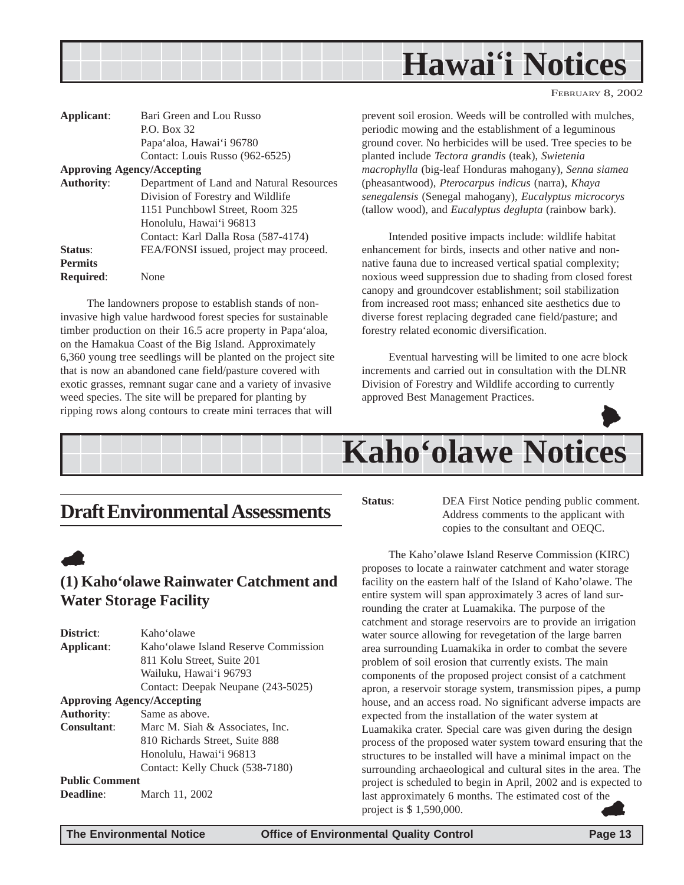# Hawai'i Notices

| | |
|---|---|
| **Applicant**: | Bari Green and Lou Russo<br>P.O. Box 32<br>Papa'aloa, Hawai'i 96780<br>Contact: Louis Russo (962-6525) |
| **Approving Agency/Accepting** | |
| **Authority**: | Department of Land and Natural Resources<br>Division of Forestry and Wildlife<br>1151 Punchbowl Street, Room 325<br>Honolulu, Hawai'i 96813<br>Contact: Karl Dalla Rosa (587-4174) |
| **Status**: | FEA/FONSI issued, project may proceed. |
| **Permits Required**: | None |

The landowners propose to establish stands of non-invasive high value hardwood forest species for sustainable timber production on their 16.5 acre property in Papa'aloa, on the Hamakua Coast of the Big Island. Approximately 6,360 young tree seedlings will be planted on the project site that is now an abandoned cane field/pasture covered with exotic grasses, remnant sugar cane and a variety of invasive weed species. The site will be prepared for planting by ripping rows along contours to create mini terraces that will prevent soil erosion. Weeds will be controlled with mulches, periodic mowing and the establishment of a leguminous ground cover. No herbicides will be used. Tree species to be planted include *Tectora grandis* (teak), *Swietenia macrophylla* (big-leaf Honduras mahogany), *Senna siamea* (pheasantwood), *Pterocarpus indicus* (narra), *Khaya senegalensis* (Senegal mahogany), *Eucalyptus microcorys* (tallow wood), and *Eucalyptus deglupta* (rainbow bark).

Intended positive impacts include: wildlife habitat enhancement for birds, insects and other native and non-native fauna due to increased vertical spatial complexity; noxious weed suppression due to shading from closed forest canopy and groundcover establishment; soil stabilization from increased root mass; enhanced site aesthetics due to diverse forest replacing degraded cane field/pasture; and forestry related economic diversification.

Eventual harvesting will be limited to one acre block increments and carried out in consultation with the DLNR Division of Forestry and Wildlife according to currently approved Best Management Practices.

# Kaho'olawe Notices

## Draft Environmental Assessments

### (1) Kaho'olawe Rainwater Catchment and Water Storage Facility

| | |
|---|---|
| **District**: | Kaho'olawe |
| **Applicant**: | Kaho'olawe Island Reserve Commission<br>811 Kolu Street, Suite 201<br>Wailuku, Hawai'i 96793<br>Contact: Deepak Neupane (243-5025) |
| **Approving Agency/Accepting** | |
| **Authority**: | Same as above. |
| **Consultant**: | Marc M. Siah & Associates, Inc.<br>810 Richards Street, Suite 888<br>Honolulu, Hawai'i 96813<br>Contact: Kelly Chuck (538-7180) |
| **Public Comment Deadline**: | March 11, 2002 |
| **Status**: | DEA First Notice pending public comment. Address comments to the applicant with copies to the consultant and OEQC. |

The Kaho'olawe Island Reserve Commission (KIRC) proposes to locate a rainwater catchment and water storage facility on the eastern half of the Island of Kaho'olawe. The entire system will span approximately 3 acres of land surrounding the crater at Luamakika. The purpose of the catchment and storage reservoirs are to provide an irrigation water source allowing for revegetation of the large barren area surrounding Luamakika in order to combat the severe problem of soil erosion that currently exists. The main components of the proposed project consist of a catchment apron, a reservoir storage system, transmission pipes, a pump house, and an access road. No significant adverse impacts are expected from the installation of the water system at Luamakika crater. Special care was given during the design process of the proposed water system toward ensuring that the structures to be installed will have a minimal impact on the surrounding archaeological and cultural sites in the area. The project is scheduled to begin in April, 2002 and is expected to last approximately 6 months. The estimated cost of the project is $ 1,590,000.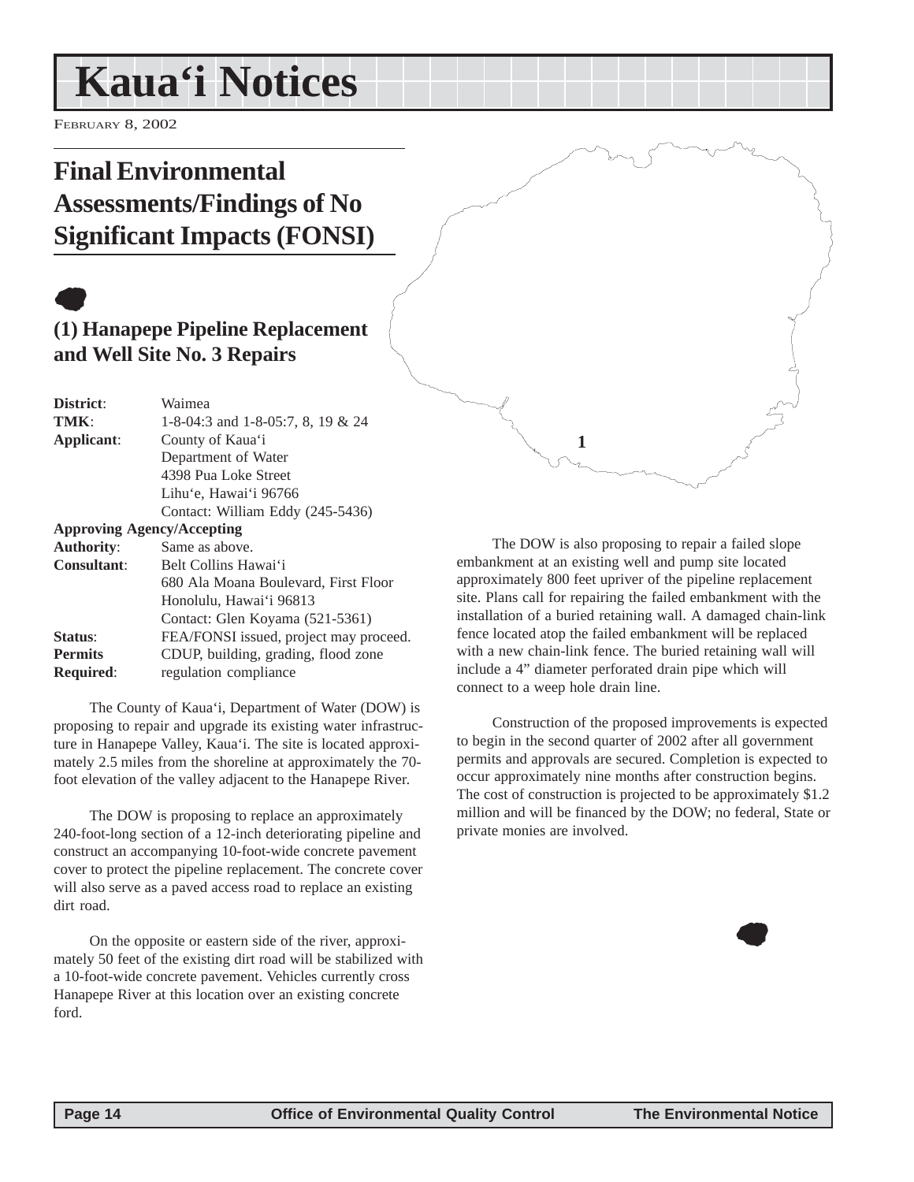# Kaua'i Notices

FEBRUARY 8, 2002

## Final Environmental Assessments/Findings of No Significant Impacts (FONSI)

### (1) Hanapepe Pipeline Replacement and Well Site No. 3 Repairs

| | |
|---|---|
| **District**: | Waimea |
| **TMK**: | 1-8-04:3 and 1-8-05:7, 8, 19 & 24 |
| **Applicant**: | County of Kaua'i<br>Department of Water<br>4398 Pua Loke Street<br>Lihu'e, Hawai'i 96766<br>Contact: William Eddy (245-5436) |
| **Approving Agency/Accepting Authority**: | Same as above. |
| **Consultant**: | Belt Collins Hawai'i<br>680 Ala Moana Boulevard, First Floor<br>Honolulu, Hawai'i 96813<br>Contact: Glen Koyama (521-5361) |
| **Status**: | FEA/FONSI issued, project may proceed. |
| **Permits Required**: | CDUP, building, grading, flood zone regulation compliance |

The County of Kaua'i, Department of Water (DOW) is proposing to repair and upgrade its existing water infrastructure in Hanapepe Valley, Kaua'i. The site is located approximately 2.5 miles from the shoreline at approximately the 70-foot elevation of the valley adjacent to the Hanapepe River.

The DOW is proposing to replace an approximately 240-foot-long section of a 12-inch deteriorating pipeline and construct an accompanying 10-foot-wide concrete pavement cover to protect the pipeline replacement. The concrete cover will also serve as a paved access road to replace an existing dirt road.

On the opposite or eastern side of the river, approximately 50 feet of the existing dirt road will be stabilized with a 10-foot-wide concrete pavement. Vehicles currently cross Hanapepe River at this location over an existing concrete ford.

The DOW is also proposing to repair a failed slope embankment at an existing well and pump site located approximately 800 feet upriver of the pipeline replacement site. Plans call for repairing the failed embankment with the installation of a buried retaining wall. A damaged chain-link fence located atop the failed embankment will be replaced with a new chain-link fence. The buried retaining wall will include a 4" diameter perforated drain pipe which will connect to a weep hole drain line.

Construction of the proposed improvements is expected to begin in the second quarter of 2002 after all government permits and approvals are secured. Completion is expected to occur approximately nine months after construction begins. The cost of construction is projected to be approximately $1.2 million and will be financed by the DOW; no federal, State or private monies are involved.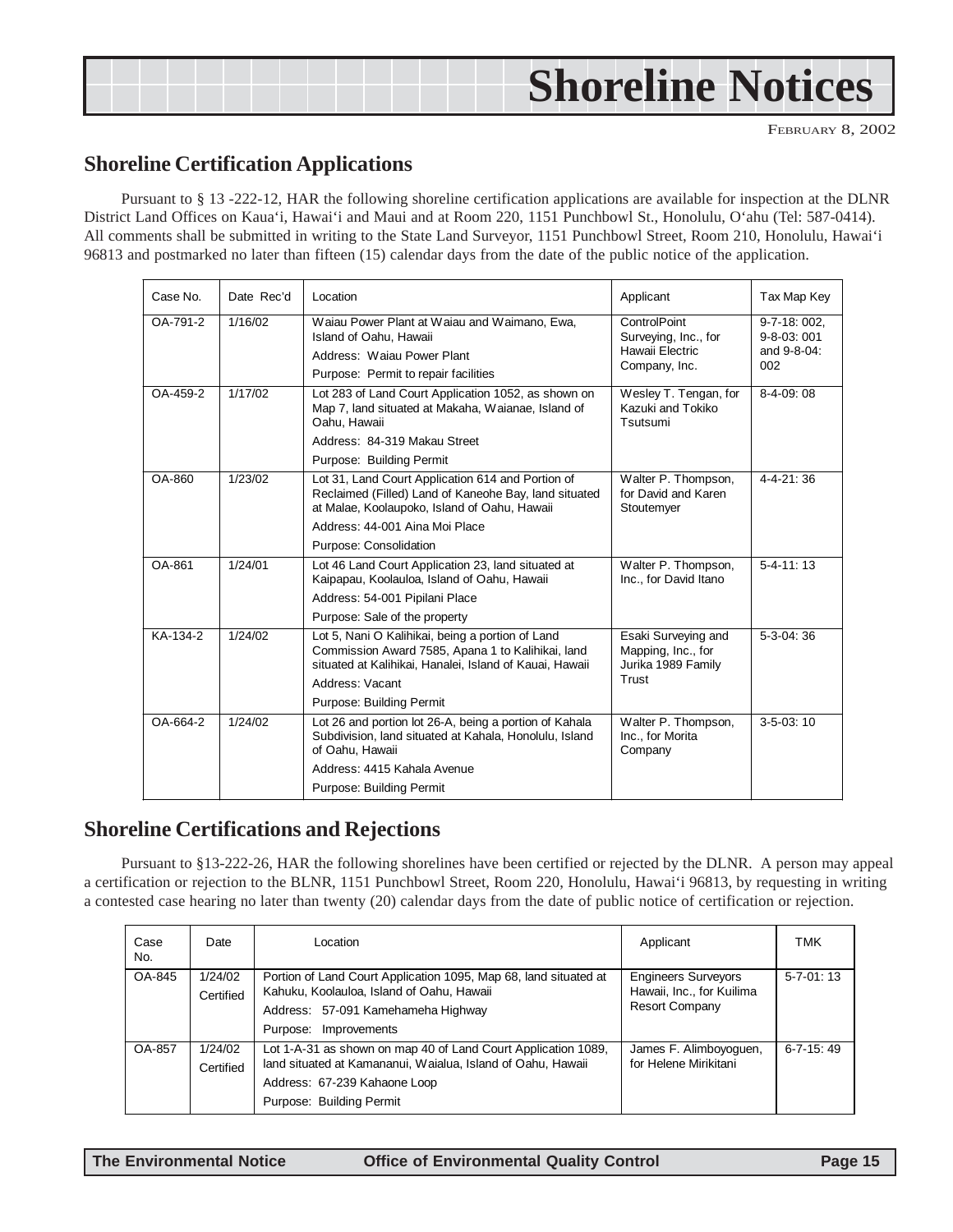# Shoreline Notices

FEBRUARY 8, 2002

## Shoreline Certification Applications

Pursuant to § 13 -222-12, HAR the following shoreline certification applications are available for inspection at the DLNR District Land Offices on Kaua'i, Hawai'i and Maui and at Room 220, 1151 Punchbowl St., Honolulu, O'ahu (Tel: 587-0414). All comments shall be submitted in writing to the State Land Surveyor, 1151 Punchbowl Street, Room 210, Honolulu, Hawai'i 96813 and postmarked no later than fifteen (15) calendar days from the date of the public notice of the application.

| Case No. | Date Rec'd | Location | Applicant | Tax Map Key |
|---|---|---|---|---|
| OA-791-2 | 1/16/02 | Waiau Power Plant at Waiau and Waimano, Ewa, Island of Oahu, Hawaii<br>Address: Waiau Power Plant<br>Purpose: Permit to repair facilities | ControlPoint Surveying, Inc., for Hawaii Electric Company, Inc. | 9-7-18: 002, 9-8-03: 001 and 9-8-04: 002 |
| OA-459-2 | 1/17/02 | Lot 283 of Land Court Application 1052, as shown on Map 7, land situated at Makaha, Waianae, Island of Oahu, Hawaii<br>Address: 84-319 Makau Street<br>Purpose: Building Permit | Wesley T. Tengan, for Kazuki and Tokiko Tsutsumi | 8-4-09: 08 |
| OA-860 | 1/23/02 | Lot 31, Land Court Application 614 and Portion of Reclaimed (Filled) Land of Kaneohe Bay, land situated at Malae, Koolaupoko, Island of Oahu, Hawaii<br>Address: 44-001 Aina Moi Place<br>Purpose: Consolidation | Walter P. Thompson, for David and Karen Stoutemyer | 4-4-21: 36 |
| OA-861 | 1/24/01 | Lot 46 Land Court Application 23, land situated at Kaipapau, Koolauloa, Island of Oahu, Hawaii<br>Address: 54-001 Pipilani Place<br>Purpose: Sale of the property | Walter P. Thompson, Inc., for David Itano | 5-4-11: 13 |
| KA-134-2 | 1/24/02 | Lot 5, Nani O Kalihikai, being a portion of Land Commission Award 7585, Apana 1 to Kalihikai, land situated at Kalihikai, Hanalei, Island of Kauai, Hawaii<br>Address: Vacant<br>Purpose: Building Permit | Esaki Surveying and Mapping, Inc., for Jurika 1989 Family Trust | 5-3-04: 36 |
| OA-664-2 | 1/24/02 | Lot 26 and portion lot 26-A, being a portion of Kahala Subdivision, land situated at Kahala, Honolulu, Island of Oahu, Hawaii<br>Address: 4415 Kahala Avenue<br>Purpose: Building Permit | Walter P. Thompson, Inc., for Morita Company | 3-5-03: 10 |

## Shoreline Certifications and Rejections

Pursuant to §13-222-26, HAR the following shorelines have been certified or rejected by the DLNR. A person may appeal a certification or rejection to the BLNR, 1151 Punchbowl Street, Room 220, Honolulu, Hawai'i 96813, by requesting in writing a contested case hearing no later than twenty (20) calendar days from the date of public notice of certification or rejection.

| Case No. | Date | Location | Applicant | TMK |
|---|---|---|---|---|
| OA-845 | 1/24/02 Certified | Portion of Land Court Application 1095, Map 68, land situated at Kahuku, Koolauloa, Island of Oahu, Hawaii<br>Address: 57-091 Kamehameha Highway<br>Purpose: Improvements | Engineers Surveyors Hawaii, Inc., for Kuilima Resort Company | 5-7-01: 13 |
| OA-857 | 1/24/02 Certified | Lot 1-A-31 as shown on map 40 of Land Court Application 1089, land situated at Kamananui, Waialua, Island of Oahu, Hawaii<br>Address: 67-239 Kahaone Loop<br>Purpose: Building Permit | James F. Alimboyoguen, for Helene Mirikitani | 6-7-15: 49 |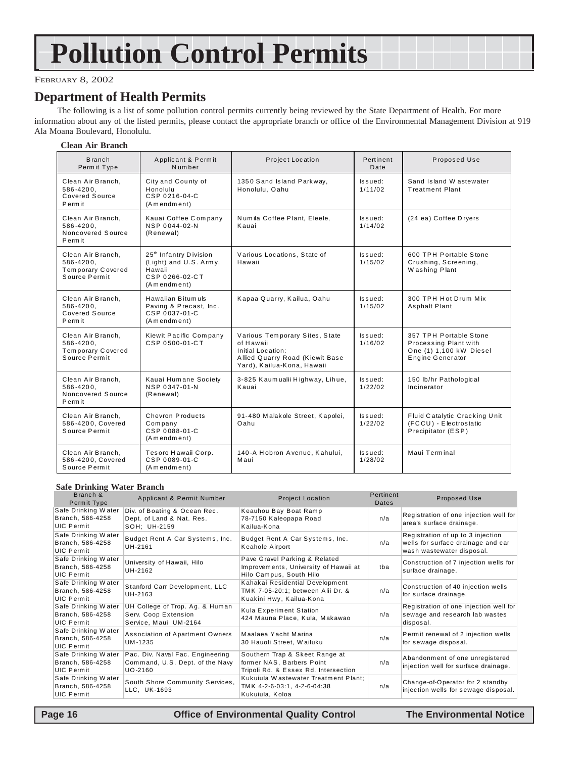# Pollution Control Permits

FEBRUARY 8, 2002

## Department of Health Permits

The following is a list of some pollution control permits currently being reviewed by the State Department of Health. For more information about any of the listed permits, please contact the appropriate branch or office of the Environmental Management Division at 919 Ala Moana Boulevard, Honolulu.

### Clean Air Branch

| Branch Permit Type | Applicant & Permit Number | Project Location | Pertinent Date | Proposed Use |
|---|---|---|---|---|
| Clean Air Branch, 586-4200, Covered Source Permit | City and County of Honolulu CSP 0216-04-C (Amendment) | 1350 Sand Island Parkway, Honolulu, Oahu | Issued: 1/11/02 | Sand Island Wastewater Treatment Plant |
| Clean Air Branch, 586-4200, Noncovered Source Permit | Kauai Coffee Company NSP 0044-02-N (Renewal) | Numila Coffee Plant, Eleele, Kauai | Issued: 1/14/02 | (24 ea) Coffee Dryers |
| Clean Air Branch, 586-4200, Temporary Covered Source Permit | 25th Infantry Division (Light) and U.S. Army, Hawaii CSP 0266-02-CT (Amendment) | Various Locations, State of Hawaii | Issued: 1/15/02 | 600 TPH Portable Stone Crushing, Screening, Washing Plant |
| Clean Air Branch, 586-4200, Covered Source Permit | Hawaiian Bitumuls Paving & Precast, Inc. CSP 0037-01-C (Amendment) | Kapaa Quarry, Kailua, Oahu | Issued: 1/15/02 | 300 TPH Hot Drum Mix Asphalt Plant |
| Clean Air Branch, 586-4200, Temporary Covered Source Permit | Kiewit Pacific Company CSP 0500-01-CT | Various Temporary Sites, State of Hawaii Initial Location: Allied Quarry Road (Kiewit Base Yard), Kailua-Kona, Hawaii | Issued: 1/16/02 | 357 TPH Portable Stone Processing Plant with One (1) 1,100 kW Diesel Engine Generator |
| Clean Air Branch, 586-4200, Noncovered Source Permit | Kauai Humane Society NSP 0347-01-N (Renewal) | 3-825 Kaumualii Highway, Lihue, Kauai | Issued: 1/22/02 | 150 lb/hr Pathological Incinerator |
| Clean Air Branch, 586-4200, Covered Source Permit | Chevron Products Company CSP 0088-01-C (Amendment) | 91-480 Malakole Street, Kapolei, Oahu | Issued: 1/22/02 | Fluid Catalytic Cracking Unit (FCCU) - Electrostatic Precipitator (ESP) |
| Clean Air Branch, 586-4200, Covered Source Permit | Tesoro Hawaii Corp. CSP 0089-01-C (Amendment) | 140-A Hobron Avenue, Kahului, Maui | Issued: 1/28/02 | Maui Terminal |

### Safe Drinking Water Branch

| Branch & Permit Type | Applicant & Permit Number | Project Location | Pertinent Dates | Proposed Use |
|---|---|---|---|---|
| Safe Drinking Water Branch, 586-4258 UIC Permit | Div. of Boating & Ocean Rec. Dept. of Land & Nat. Res. SOH; UH-2159 | Keauhou Bay Boat Ramp 78-7150 Kaleopapa Road Kailua-Kona | n/a | Registration of one injection well for area's surface drainage. |
| Safe Drinking Water Branch, 586-4258 UIC Permit | Budget Rent A Car Systems, Inc. UH-2161 | Budget Rent A Car Systems, Inc. Keahole Airport | n/a | Registration of up to 3 injection wells for surface drainage and car wash wastewater disposal. |
| Safe Drinking Water Branch, 586-4258 UIC Permit | University of Hawaii, Hilo UH-2162 | Pave Gravel Parking & Related Improvements, University of Hawaii at Hilo Campus, South Hilo | tba | Construction of 7 injection wells for surface drainage. |
| Safe Drinking Water Branch, 586-4258 UIC Permit | Stanford Carr Development, LLC UH-2163 | Kahakai Residential Development TMK 7-05-20:1; between Alii Dr. & Kuakini Hwy, Kailua-Kona | n/a | Construction of 40 injection wells for surface drainage. |
| Safe Drinking Water Branch, 586-4258 UIC Permit | UH College of Trop. Ag. & Human Serv. Coop Extension Service, Maui UM-2164 | Kula Experiment Station 424 Mauna Place, Kula, Makawao | n/a | Registration of one injection well for sewage and research lab wastes disposal. |
| Safe Drinking Water Branch, 586-4258 UIC Permit | Association of Apartment Owners UM-1235 | Maalaea Yacht Marina 30 Hauoli Street, Wailuku | n/a | Permit renewal of 2 injection wells for sewage disposal. |
| Safe Drinking Water Branch, 586-4258 UIC Permit | Pac. Div. Naval Fac. Engineering Command, U.S. Dept. of the Navy UO-2160 | Southern Trap & Skeet Range at former NAS, Barbers Point Tripoli Rd. & Essex Rd. Intersection | n/a | Abandonment of one unregistered injection well for surface drainage. |
| Safe Drinking Water Branch, 586-4258 UIC Permit | South Shore Community Services, LLC, UK-1693 | Kukuiula Wastewater Treatment Plant; TMK 4-2-6-03:1, 4-2-6-04:38 Kukuiula, Koloa | n/a | Change-of-Operator for 2 standby injection wells for sewage disposal. |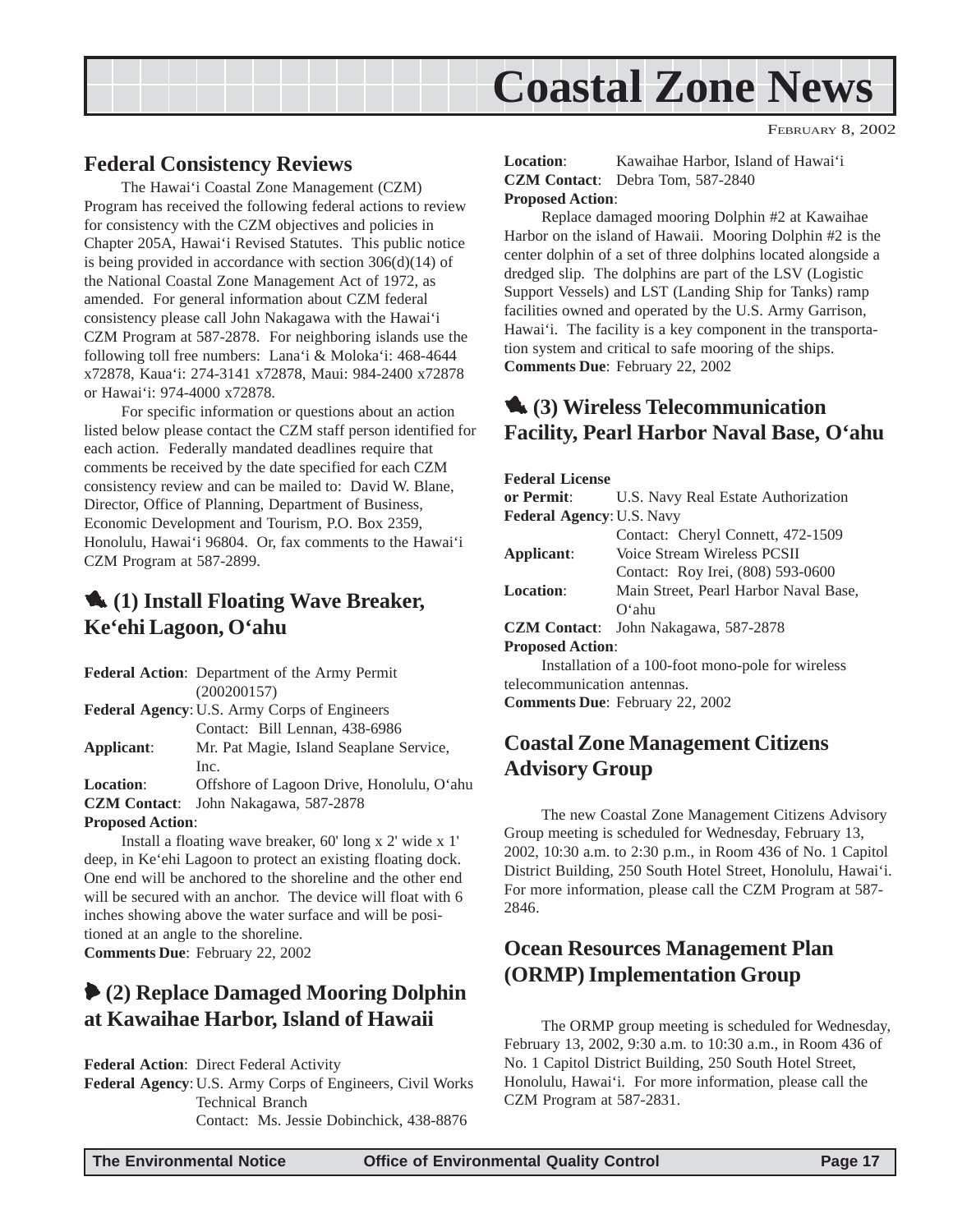# Coastal Zone News

FEBRUARY 8, 2002

## Federal Consistency Reviews

The Hawai'i Coastal Zone Management (CZM) Program has received the following federal actions to review for consistency with the CZM objectives and policies in Chapter 205A, Hawai'i Revised Statutes. This public notice is being provided in accordance with section 306(d)(14) of the National Coastal Zone Management Act of 1972, as amended. For general information about CZM federal consistency please call John Nakagawa with the Hawai'i CZM Program at 587-2878. For neighboring islands use the following toll free numbers: Lana'i & Moloka'i: 468-4644 x72878, Kaua'i: 274-3141 x72878, Maui: 984-2400 x72878 or Hawai'i: 974-4000 x72878.

For specific information or questions about an action listed below please contact the CZM staff person identified for each action. Federally mandated deadlines require that comments be received by the date specified for each CZM consistency review and can be mailed to: David W. Blane, Director, Office of Planning, Department of Business, Economic Development and Tourism, P.O. Box 2359, Honolulu, Hawai'i 96804. Or, fax comments to the Hawai'i CZM Program at 587-2899.

### (1) Install Floating Wave Breaker, Ke'ehi Lagoon, O'ahu

**Federal Action**: Department of the Army Permit (200200157)
**Federal Agency**: U.S. Army Corps of Engineers
Contact: Bill Lennan, 438-6986
**Applicant**: Mr. Pat Magie, Island Seaplane Service, Inc.
**Location**: Offshore of Lagoon Drive, Honolulu, O'ahu
**CZM Contact**: John Nakagawa, 587-2878
**Proposed Action**:

Install a floating wave breaker, 60' long x 2' wide x 1' deep, in Ke'ehi Lagoon to protect an existing floating dock. One end will be anchored to the shoreline and the other end will be secured with an anchor. The device will float with 6 inches showing above the water surface and will be positioned at an angle to the shoreline.
**Comments Due**: February 22, 2002

### (2) Replace Damaged Mooring Dolphin at Kawaihae Harbor, Island of Hawaii

**Federal Action**: Direct Federal Activity
**Federal Agency**: U.S. Army Corps of Engineers, Civil Works Technical Branch
Contact: Ms. Jessie Dobinchick, 438-8876
**Location**: Kawaihae Harbor, Island of Hawai'i
**CZM Contact**: Debra Tom, 587-2840
**Proposed Action**:

Replace damaged mooring Dolphin #2 at Kawaihae Harbor on the island of Hawaii. Mooring Dolphin #2 is the center dolphin of a set of three dolphins located alongside a dredged slip. The dolphins are part of the LSV (Logistic Support Vessels) and LST (Landing Ship for Tanks) ramp facilities owned and operated by the U.S. Army Garrison, Hawai'i. The facility is a key component in the transportation system and critical to safe mooring of the ships.
**Comments Due**: February 22, 2002

### (3) Wireless Telecommunication Facility, Pearl Harbor Naval Base, O'ahu

**Federal License or Permit**: U.S. Navy Real Estate Authorization
**Federal Agency**: U.S. Navy
Contact: Cheryl Connett, 472-1509
**Applicant**: Voice Stream Wireless PCSII
Contact: Roy Irei, (808) 593-0600
**Location**: Main Street, Pearl Harbor Naval Base, O'ahu
**CZM Contact**: John Nakagawa, 587-2878
**Proposed Action**:

Installation of a 100-foot mono-pole for wireless telecommunication antennas.
**Comments Due**: February 22, 2002

## Coastal Zone Management Citizens Advisory Group

The new Coastal Zone Management Citizens Advisory Group meeting is scheduled for Wednesday, February 13, 2002, 10:30 a.m. to 2:30 p.m., in Room 436 of No. 1 Capitol District Building, 250 South Hotel Street, Honolulu, Hawai'i. For more information, please call the CZM Program at 587-2846.

## Ocean Resources Management Plan (ORMP) Implementation Group

The ORMP group meeting is scheduled for Wednesday, February 13, 2002, 9:30 a.m. to 10:30 a.m., in Room 436 of No. 1 Capitol District Building, 250 South Hotel Street, Honolulu, Hawai'i. For more information, please call the CZM Program at 587-2831.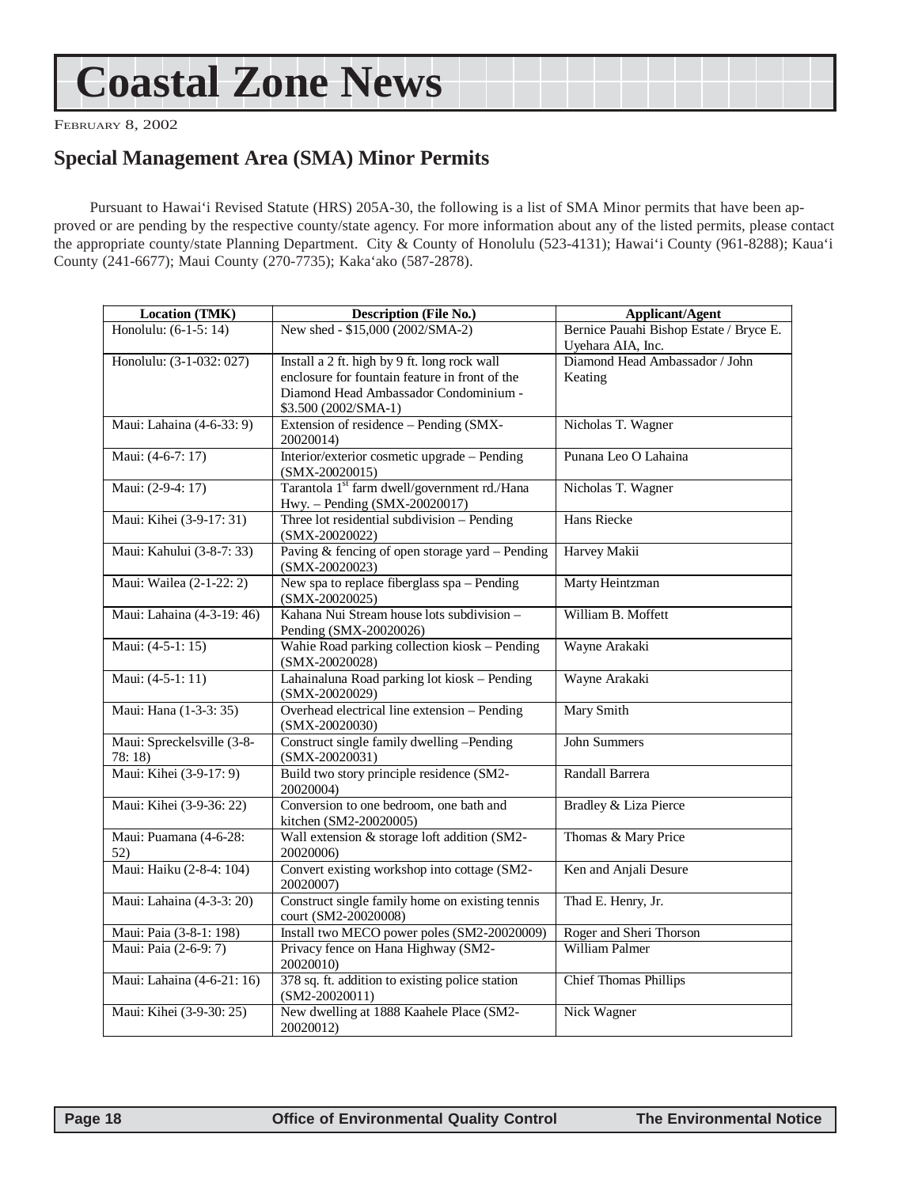# Coastal Zone News

FEBRUARY 8, 2002

## Special Management Area (SMA) Minor Permits

Pursuant to Hawai'i Revised Statute (HRS) 205A-30, the following is a list of SMA Minor permits that have been approved or are pending by the respective county/state agency. For more information about any of the listed permits, please contact the appropriate county/state Planning Department. City & County of Honolulu (523-4131); Hawai'i County (961-8288); Kaua'i County (241-6677); Maui County (270-7735); Kaka'ako (587-2878).

| Location (TMK) | Description (File No.) | Applicant/Agent |
|---|---|---|
| Honolulu: (6-1-5: 14) | New shed - $15,000 (2002/SMA-2) | Bernice Pauahi Bishop Estate / Bryce E. Uyehara AIA, Inc. |
| Honolulu: (3-1-032: 027) | Install a 2 ft. high by 9 ft. long rock wall enclosure for fountain feature in front of the Diamond Head Ambassador Condominium - $3.500 (2002/SMA-1) | Diamond Head Ambassador / John Keating |
| Maui: Lahaina (4-6-33: 9) | Extension of residence – Pending (SMX-20020014) | Nicholas T. Wagner |
| Maui: (4-6-7: 17) | Interior/exterior cosmetic upgrade – Pending (SMX-20020015) | Punana Leo O Lahaina |
| Maui: (2-9-4: 17) | Tarantola 1st farm dwell/government rd./Hana Hwy. – Pending (SMX-20020017) | Nicholas T. Wagner |
| Maui: Kihei (3-9-17: 31) | Three lot residential subdivision – Pending (SMX-20020022) | Hans Riecke |
| Maui: Kahului (3-8-7: 33) | Paving & fencing of open storage yard – Pending (SMX-20020023) | Harvey Makii |
| Maui: Wailea (2-1-22: 2) | New spa to replace fiberglass spa – Pending (SMX-20020025) | Marty Heintzman |
| Maui: Lahaina (4-3-19: 46) | Kahana Nui Stream house lots subdivision – Pending (SMX-20020026) | William B. Moffett |
| Maui: (4-5-1: 15) | Wahie Road parking collection kiosk – Pending (SMX-20020028) | Wayne Arakaki |
| Maui: (4-5-1: 11) | Lahainaluna Road parking lot kiosk – Pending (SMX-20020029) | Wayne Arakaki |
| Maui: Hana (1-3-3: 35) | Overhead electrical line extension – Pending (SMX-20020030) | Mary Smith |
| Maui: Spreckelsville (3-8-78: 18) | Construct single family dwelling –Pending (SMX-20020031) | John Summers |
| Maui: Kihei (3-9-17: 9) | Build two story principle residence (SM2-20020004) | Randall Barrera |
| Maui: Kihei (3-9-36: 22) | Conversion to one bedroom, one bath and kitchen (SM2-20020005) | Bradley & Liza Pierce |
| Maui: Puamana (4-6-28: 52) | Wall extension & storage loft addition (SM2-20020006) | Thomas & Mary Price |
| Maui: Haiku (2-8-4: 104) | Convert existing workshop into cottage (SM2-20020007) | Ken and Anjali Desure |
| Maui: Lahaina (4-3-3: 20) | Construct single family home on existing tennis court (SM2-20020008) | Thad E. Henry, Jr. |
| Maui: Paia (3-8-1: 198) | Install two MECO power poles (SM2-20020009) | Roger and Sheri Thorson |
| Maui: Paia (2-6-9: 7) | Privacy fence on Hana Highway (SM2-20020010) | William Palmer |
| Maui: Lahaina (4-6-21: 16) | 378 sq. ft. addition to existing police station (SM2-20020011) | Chief Thomas Phillips |
| Maui: Kihei (3-9-30: 25) | New dwelling at 1888 Kaahele Place (SM2-20020012) | Nick Wagner |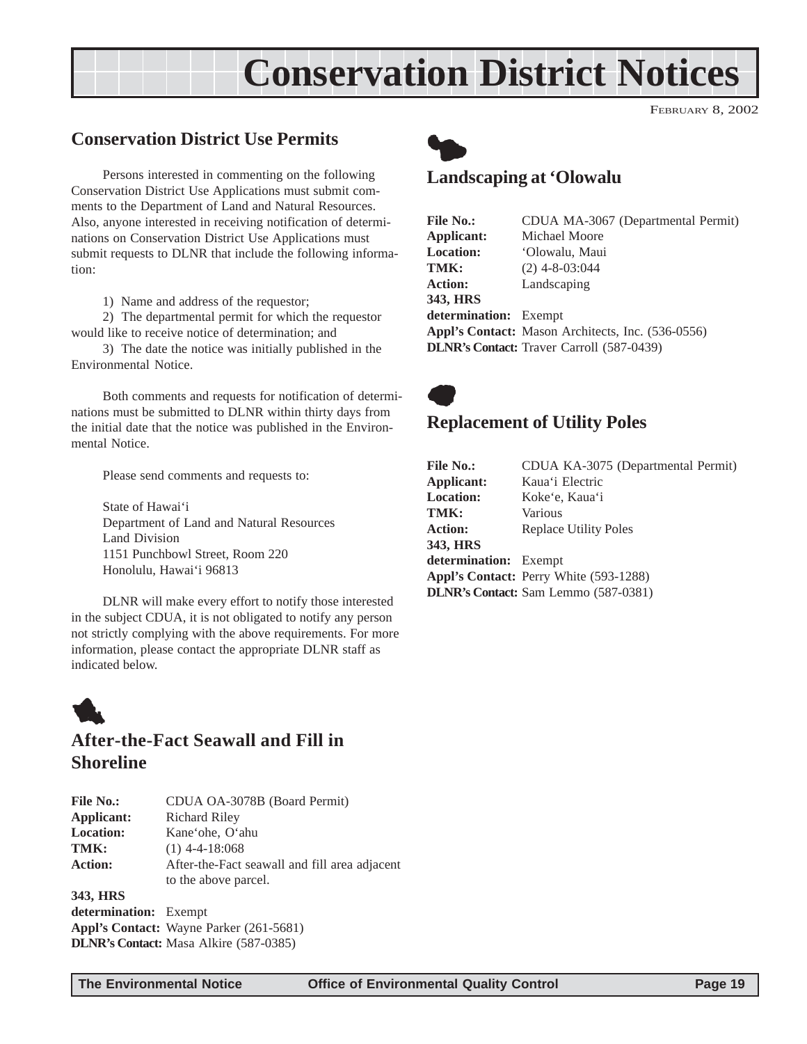# Conservation District Notices

FEBRUARY 8, 2002

## Conservation District Use Permits

Persons interested in commenting on the following Conservation District Use Applications must submit comments to the Department of Land and Natural Resources. Also, anyone interested in receiving notification of determinations on Conservation District Use Applications must submit requests to DLNR that include the following information:

1) Name and address of the requestor;

2) The departmental permit for which the requestor would like to receive notice of determination; and

3) The date the notice was initially published in the Environmental Notice.

Both comments and requests for notification of determinations must be submitted to DLNR within thirty days from the initial date that the notice was published in the Environmental Notice.

Please send comments and requests to:

State of Hawai'i
Department of Land and Natural Resources
Land Division
1151 Punchbowl Street, Room 220
Honolulu, Hawai'i 96813

DLNR will make every effort to notify those interested in the subject CDUA, it is not obligated to notify any person not strictly complying with the above requirements. For more information, please contact the appropriate DLNR staff as indicated below.

### After-the-Fact Seawall and Fill in Shoreline

**File No.:** CDUA OA-3078B (Board Permit)
**Applicant:** Richard Riley
**Location:** Kane'ohe, O'ahu
**TMK:** (1) 4-4-18:068
**Action:** After-the-Fact seawall and fill area adjacent to the above parcel.
**343, HRS determination:** Exempt
**Appl's Contact:** Wayne Parker (261-5681)
**DLNR's Contact:** Masa Alkire (587-0385)

### Landscaping at 'Olowalu

**File No.:** CDUA MA-3067 (Departmental Permit)
**Applicant:** Michael Moore
**Location:** 'Olowalu, Maui
**TMK:** (2) 4-8-03:044
**Action:** Landscaping
**343, HRS determination:** Exempt
**Appl's Contact:** Mason Architects, Inc. (536-0556)
**DLNR's Contact:** Traver Carroll (587-0439)

### Replacement of Utility Poles

**File No.:** CDUA KA-3075 (Departmental Permit)
**Applicant:** Kaua'i Electric
**Location:** Koke'e, Kaua'i
**TMK:** Various
**Action:** Replace Utility Poles
**343, HRS determination:** Exempt
**Appl's Contact:** Perry White (593-1288)
**DLNR's Contact:** Sam Lemmo (587-0381)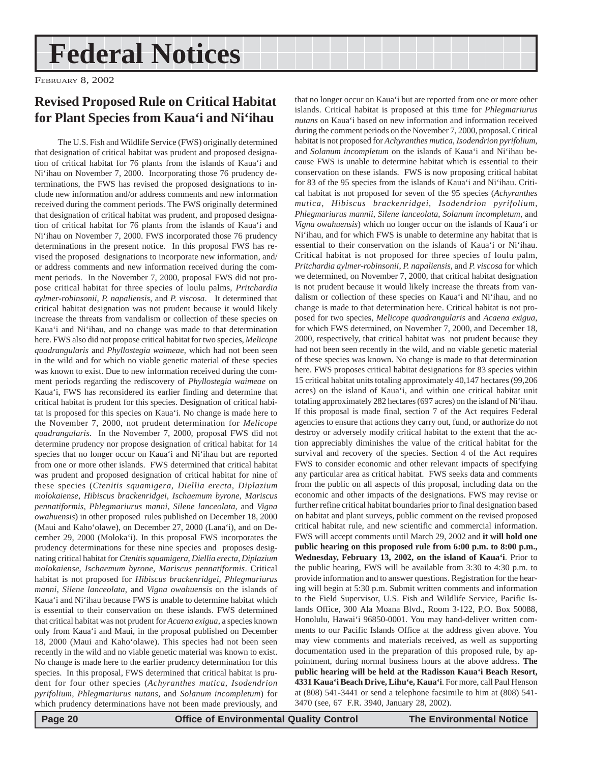# Federal Notices

February 8, 2002

## Revised Proposed Rule on Critical Habitat for Plant Species from Kaua'i and Ni'ihau

The U.S. Fish and Wildlife Service (FWS) originally determined that designation of critical habitat was prudent and proposed designation of critical habitat for 76 plants from the islands of Kaua'i and Ni'ihau on November 7, 2000. Incorporating those 76 prudency determinations, the FWS has revised the proposed designations to include new information and/or address comments and new information received during the comment periods. The FWS originally determined that designation of critical habitat was prudent, and proposed designation of critical habitat for 76 plants from the islands of Kaua'i and Ni'ihau on November 7, 2000. FWS incorporated those 76 prudency determinations in the present notice. In this proposal FWS has revised the proposed designations to incorporate new information, and/or address comments and new information received during the comment periods. In the November 7, 2000, proposal FWS did not propose critical habitat for three species of loulu palms, *Pritchardia aylmer-robinsonii*, *P. napaliensis*, and *P. viscosa*. It determined that critical habitat designation was not prudent because it would likely increase the threats from vandalism or collection of these species on Kaua'i and Ni'ihau, and no change was made to that determination here. FWS also did not propose critical habitat for two species, *Melicope quadrangularis* and *Phyllostegia waimeae*, which had not been seen in the wild and for which no viable genetic material of these species was known to exist. Due to new information received during the comment periods regarding the rediscovery of *Phyllostegia waimeae* on Kaua'i, FWS has reconsidered its earlier finding and determine that critical habitat is prudent for this species. Designation of critical habitat is proposed for this species on Kaua'i. No change is made here to the November 7, 2000, not prudent determination for *Melicope quadrangularis*. In the November 7, 2000, proposal FWS did not determine prudency nor propose designation of critical habitat for 14 species that no longer occur on Kaua'i and Ni'ihau but are reported from one or more other islands. FWS determined that critical habitat was prudent and proposed designation of critical habitat for nine of these species (*Ctenitis squamigera*, *Diellia erecta*, *Diplazium molokaiense*, *Hibiscus brackenridgei*, *Ischaemum byrone*, *Mariscus pennatiformis*, *Phlegmariurus manni*, *Silene lanceolata*, and *Vigna owahuensis*) in other proposed rules published on December 18, 2000 (Maui and Kaho'olawe), on December 27, 2000 (Lana'i), and on December 29, 2000 (Moloka'i). In this proposal FWS incorporates the prudency determinations for these nine species and proposes designating critical habitat for *Ctenitis squamigera*, *Diellia erecta*, *Diplazium molokaiense*, *Ischaemum byrone*, *Mariscus pennatiformis*. Critical habitat is not proposed for *Hibiscus brackenridgei*, *Phlegmariurus manni*, *Silene lanceolata*, and *Vigna owahuensis* on the islands of Kaua'i and Ni'ihau because FWS is unable to determine habitat which is essential to their conservation on these islands. FWS determined that critical habitat was not prudent for *Acaena exigua*, a species known only from Kaua'i and Maui, in the proposal published on December 18, 2000 (Maui and Kaho'olawe). This species had not been seen recently in the wild and no viable genetic material was known to exist. No change is made here to the earlier prudency determination for this species. In this proposal, FWS determined that critical habitat is prudent for four other species (*Achyranthes mutica*, *Isodendrion pyrifolium*, *Phlegmariurus nutans*, and *Solanum incompletum*) for which prudency determinations have not been made previously, and that no longer occur on Kaua'i but are reported from one or more other islands. Critical habitat is proposed at this time for *Phlegmariurus nutans* on Kaua'i based on new information and information received during the comment periods on the November 7, 2000, proposal. Critical habitat is not proposed for *Achyranthes mutica*, *Isodendrion pyrifolium*, and *Solanum incompletum* on the islands of Kaua'i and Ni'ihau because FWS is unable to determine habitat which is essential to their conservation on these islands. FWS is now proposing critical habitat for 83 of the 95 species from the islands of Kaua'i and Ni'ihau. Critical habitat is not proposed for seven of the 95 species (*Achyranthes mutica*, *Hibiscus brackenridgei*, *Isodendrion pyrifolium*, *Phlegmariurus mannii*, *Silene lanceolata*, *Solanum incompletum*, and *Vigna owahuensis*) which no longer occur on the islands of Kaua'i or Ni'ihau, and for which FWS is unable to determine any habitat that is essential to their conservation on the islands of Kaua'i or Ni'ihau. Critical habitat is not proposed for three species of loulu palm, *Pritchardia aylmer-robinsonii*, *P. napaliensis*, and *P. viscosa* for which we determined, on November 7, 2000, that critical habitat designation is not prudent because it would likely increase the threats from vandalism or collection of these species on Kaua'i and Ni'ihau, and no change is made to that determination here. Critical habitat is not proposed for two species, *Melicope quadrangularis* and *Acaena exigua*, for which FWS determined, on November 7, 2000, and December 18, 2000, respectively, that critical habitat was not prudent because they had not been seen recently in the wild, and no viable genetic material of these species was known. No change is made to that determination here. FWS proposes critical habitat designations for 83 species within 15 critical habitat units totaling approximately 40,147 hectares (99,206 acres) on the island of Kaua'i, and within one critical habitat unit totaling approximately 282 hectares (697 acres) on the island of Ni'ihau. If this proposal is made final, section 7 of the Act requires Federal agencies to ensure that actions they carry out, fund, or authorize do not destroy or adversely modify critical habitat to the extent that the action appreciably diminishes the value of the critical habitat for the survival and recovery of the species. Section 4 of the Act requires FWS to consider economic and other relevant impacts of specifying any particular area as critical habitat. FWS seeks data and comments from the public on all aspects of this proposal, including data on the economic and other impacts of the designations. FWS may revise or further refine critical habitat boundaries prior to final designation based on habitat and plant surveys, public comment on the revised proposed critical habitat rule, and new scientific and commercial information. FWS will accept comments until March 29, 2002 and **it will hold one public hearing on this proposed rule from 6:00 p.m. to 8:00 p.m., Wednesday, February 13, 2002, on the island of Kaua'i**. Prior to the public hearing, FWS will be available from 3:30 to 4:30 p.m. to provide information and to answer questions. Registration for the hearing will begin at 5:30 p.m. Submit written comments and information to the Field Supervisor, U.S. Fish and Wildlife Service, Pacific Islands Office, 300 Ala Moana Blvd., Room 3-122, P.O. Box 50088, Honolulu, Hawai'i 96850-0001. You may hand-deliver written comments to our Pacific Islands Office at the address given above. You may view comments and materials received, as well as supporting documentation used in the preparation of this proposed rule, by appointment, during normal business hours at the above address. **The public hearing will be held at the Radisson Kaua'i Beach Resort, 4331 Kaua'i Beach Drive, Lihu'e, Kaua'i**. For more, call Paul Henson at (808) 541-3441 or send a telephone facsimile to him at (808) 541-3470 (see, 67 F.R. 3940, January 28, 2002).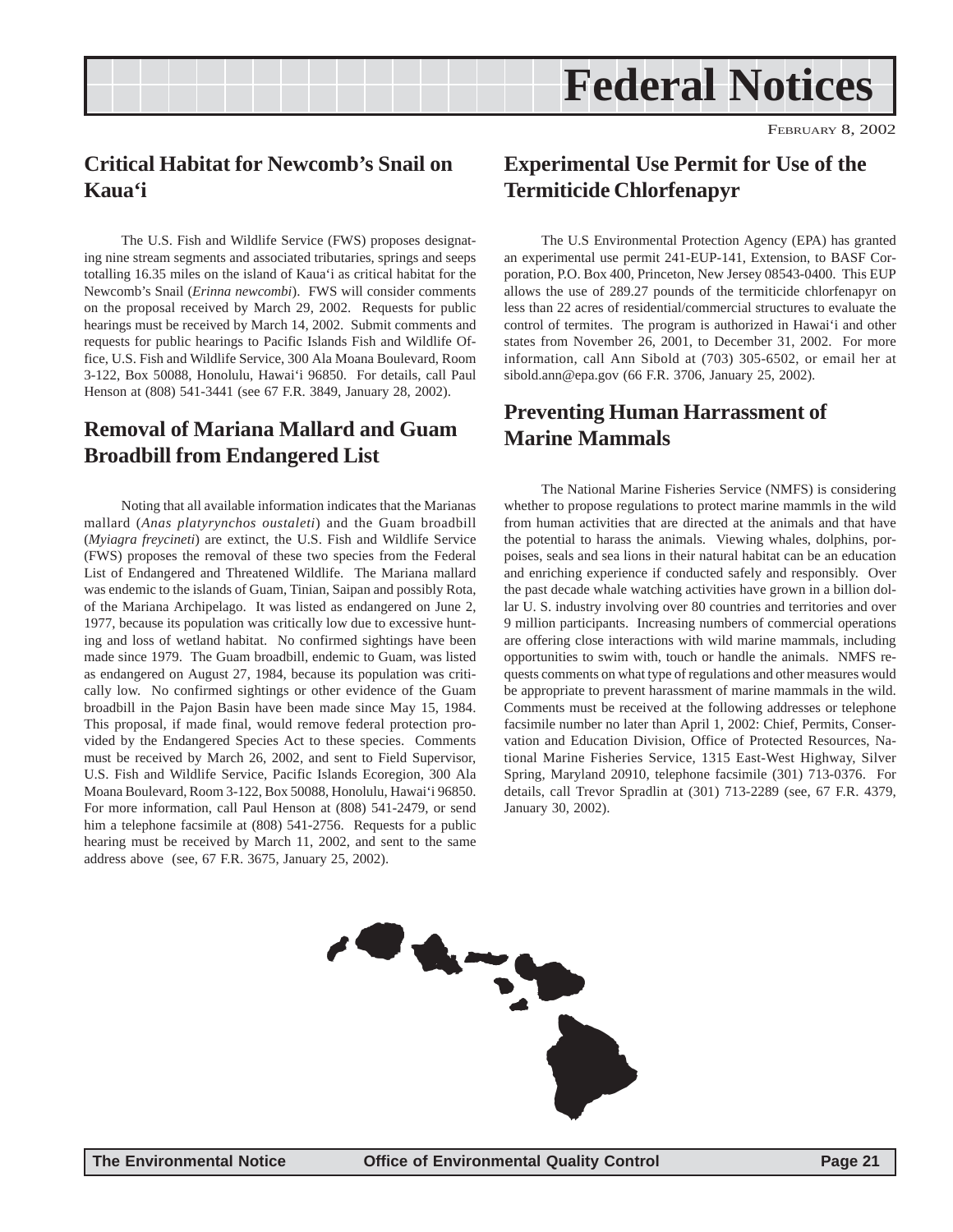# Federal Notices

FEBRUARY 8, 2002

## Critical Habitat for Newcomb's Snail on Kaua'i

The U.S. Fish and Wildlife Service (FWS) proposes designating nine stream segments and associated tributaries, springs and seeps totalling 16.35 miles on the island of Kaua'i as critical habitat for the Newcomb's Snail (*Erinna newcombi*). FWS will consider comments on the proposal received by March 29, 2002. Requests for public hearings must be received by March 14, 2002. Submit comments and requests for public hearings to Pacific Islands Fish and Wildlife Office, U.S. Fish and Wildlife Service, 300 Ala Moana Boulevard, Room 3-122, Box 50088, Honolulu, Hawai'i 96850. For details, call Paul Henson at (808) 541-3441 (see 67 F.R. 3849, January 28, 2002).

## Removal of Mariana Mallard and Guam Broadbill from Endangered List

Noting that all available information indicates that the Marianas mallard (*Anas platyrynchos oustaleti*) and the Guam broadbill (*Myiagra freycineti*) are extinct, the U.S. Fish and Wildlife Service (FWS) proposes the removal of these two species from the Federal List of Endangered and Threatened Wildlife. The Mariana mallard was endemic to the islands of Guam, Tinian, Saipan and possibly Rota, of the Mariana Archipelago. It was listed as endangered on June 2, 1977, because its population was critically low due to excessive hunting and loss of wetland habitat. No confirmed sightings have been made since 1979. The Guam broadbill, endemic to Guam, was listed as endangered on August 27, 1984, because its population was critically low. No confirmed sightings or other evidence of the Guam broadbill in the Pajon Basin have been made since May 15, 1984. This proposal, if made final, would remove federal protection provided by the Endangered Species Act to these species. Comments must be received by March 26, 2002, and sent to Field Supervisor, U.S. Fish and Wildlife Service, Pacific Islands Ecoregion, 300 Ala Moana Boulevard, Room 3-122, Box 50088, Honolulu, Hawai'i 96850. For more information, call Paul Henson at (808) 541-2479, or send him a telephone facsimile at (808) 541-2756. Requests for a public hearing must be received by March 11, 2002, and sent to the same address above (see, 67 F.R. 3675, January 25, 2002).

## Experimental Use Permit for Use of the Termiticide Chlorfenapyr

The U.S Environmental Protection Agency (EPA) has granted an experimental use permit 241-EUP-141, Extension, to BASF Corporation, P.O. Box 400, Princeton, New Jersey 08543-0400. This EUP allows the use of 289.27 pounds of the termiticide chlorfenapyr on less than 22 acres of residential/commercial structures to evaluate the control of termites. The program is authorized in Hawai'i and other states from November 26, 2001, to December 31, 2002. For more information, call Ann Sibold at (703) 305-6502, or email her at sibold.ann@epa.gov (66 F.R. 3706, January 25, 2002).

## Preventing Human Harrassment of Marine Mammals

The National Marine Fisheries Service (NMFS) is considering whether to propose regulations to protect marine mammls in the wild from human activities that are directed at the animals and that have the potential to harass the animals. Viewing whales, dolphins, porpoises, seals and sea lions in their natural habitat can be an education and enriching experience if conducted safely and responsibly. Over the past decade whale watching activities have grown in a billion dollar U. S. industry involving over 80 countries and territories and over 9 million participants. Increasing numbers of commercial operations are offering close interactions with wild marine mammals, including opportunities to swim with, touch or handle the animals. NMFS requests comments on what type of regulations and other measures would be appropriate to prevent harassment of marine mammals in the wild. Comments must be received at the following addresses or telephone facsimile number no later than April 1, 2002: Chief, Permits, Conservation and Education Division, Office of Protected Resources, National Marine Fisheries Service, 1315 East-West Highway, Silver Spring, Maryland 20910, telephone facsimile (301) 713-0376. For details, call Trevor Spradlin at (301) 713-2289 (see, 67 F.R. 4379, January 30, 2002).